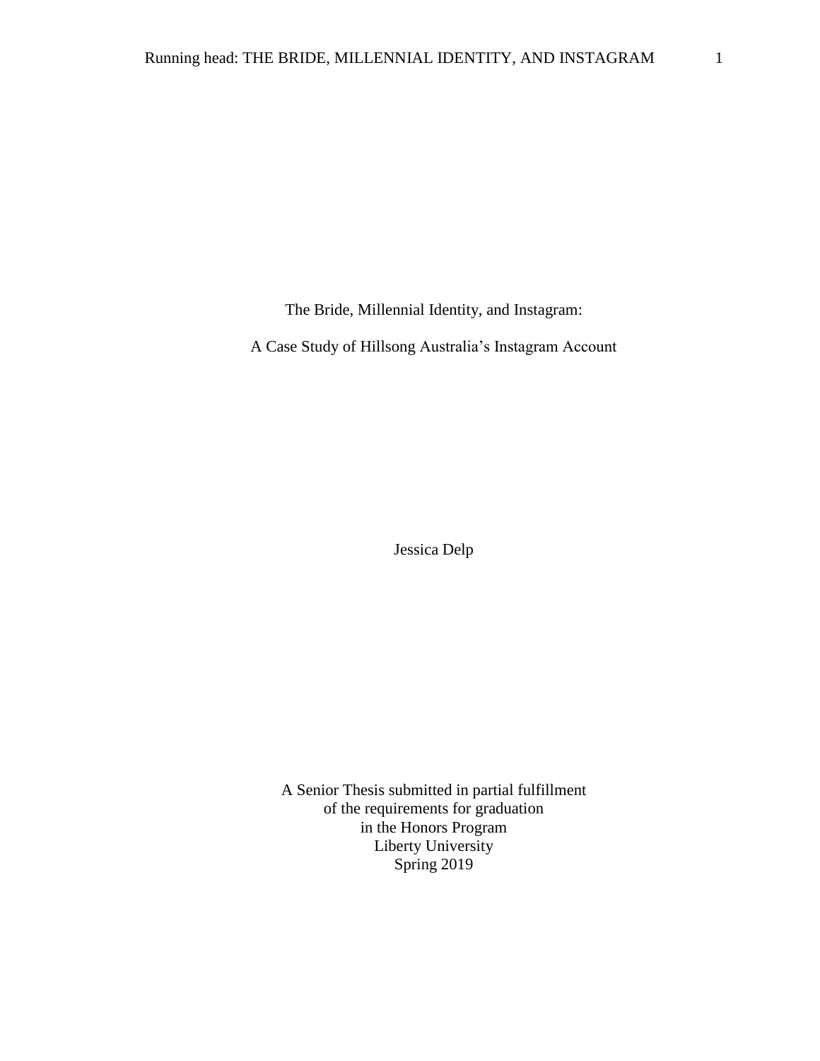# The Bride, Millennial Identity, and Instagram:

## A Case Study of Hillsong Australia's Instagram Account

Jessica Delp

A Senior Thesis submitted in partial fulfillment
of the requirements for graduation
in the Honors Program
Liberty University
Spring 2019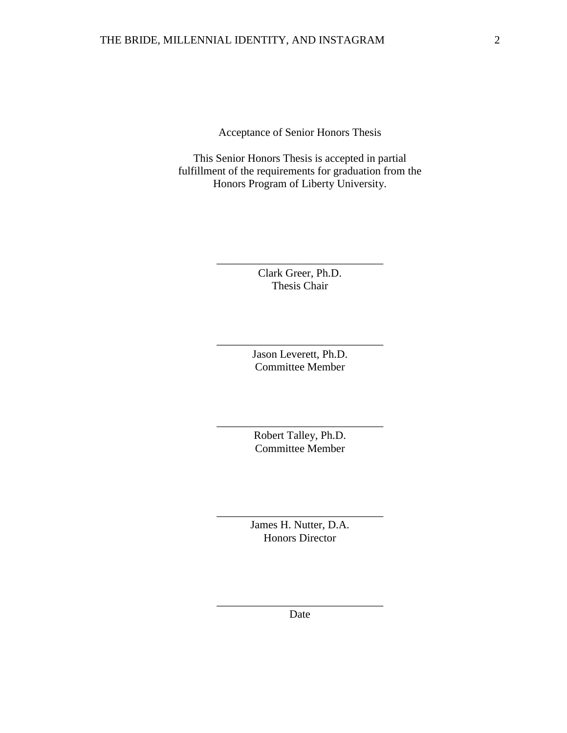Acceptance of Senior Honors Thesis

This Senior Honors Thesis is accepted in partial fulfillment of the requirements for graduation from the Honors Program of Liberty University.

______________________________
Clark Greer, Ph.D.
Thesis Chair

______________________________
Jason Leverett, Ph.D.
Committee Member

______________________________
Robert Talley, Ph.D.
Committee Member

______________________________
James H. Nutter, D.A.
Honors Director

______________________________
Date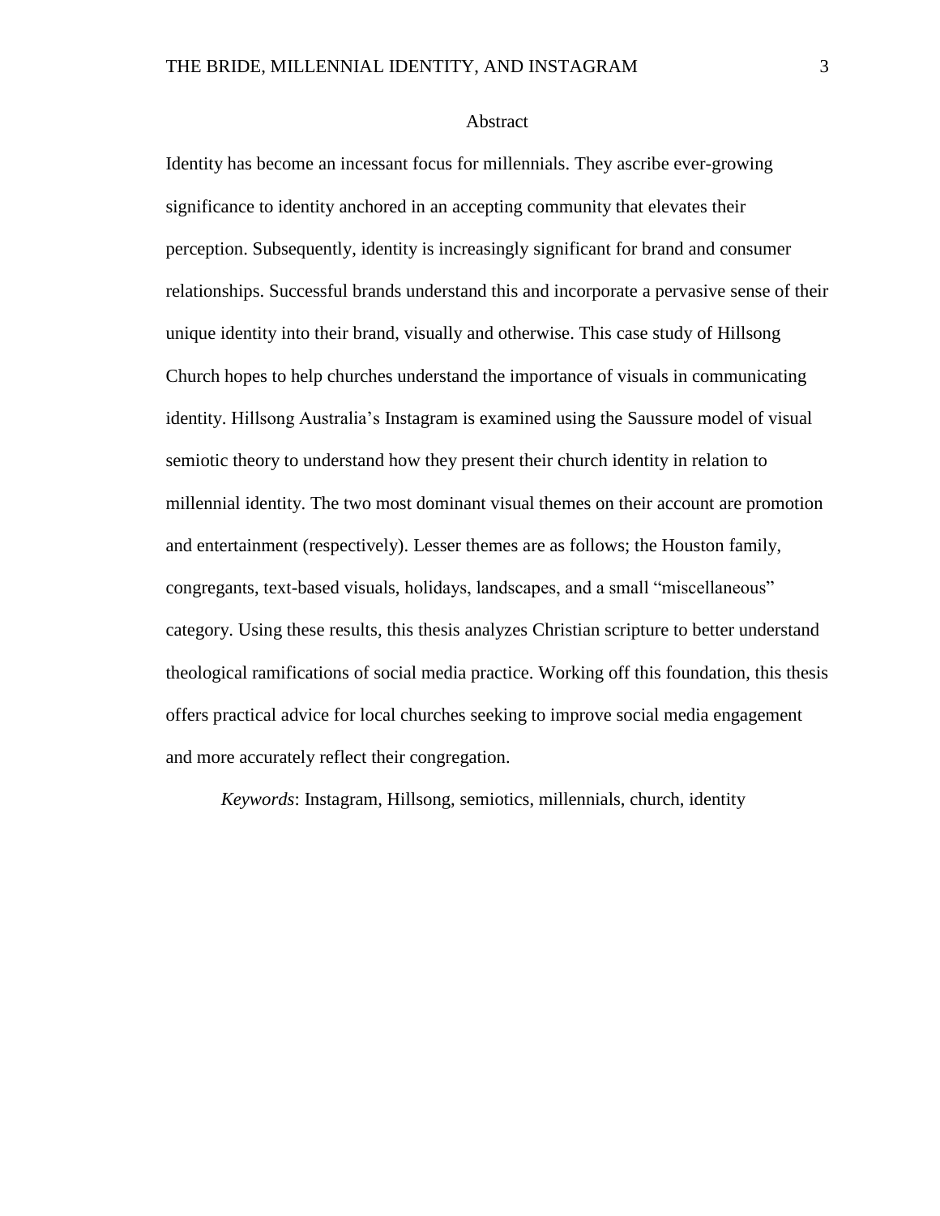# Abstract

Identity has become an incessant focus for millennials. They ascribe ever-growing significance to identity anchored in an accepting community that elevates their perception. Subsequently, identity is increasingly significant for brand and consumer relationships. Successful brands understand this and incorporate a pervasive sense of their unique identity into their brand, visually and otherwise. This case study of Hillsong Church hopes to help churches understand the importance of visuals in communicating identity. Hillsong Australia's Instagram is examined using the Saussure model of visual semiotic theory to understand how they present their church identity in relation to millennial identity. The two most dominant visual themes on their account are promotion and entertainment (respectively). Lesser themes are as follows; the Houston family, congregants, text-based visuals, holidays, landscapes, and a small "miscellaneous" category. Using these results, this thesis analyzes Christian scripture to better understand theological ramifications of social media practice. Working off this foundation, this thesis offers practical advice for local churches seeking to improve social media engagement and more accurately reflect their congregation.

*Keywords*: Instagram, Hillsong, semiotics, millennials, church, identity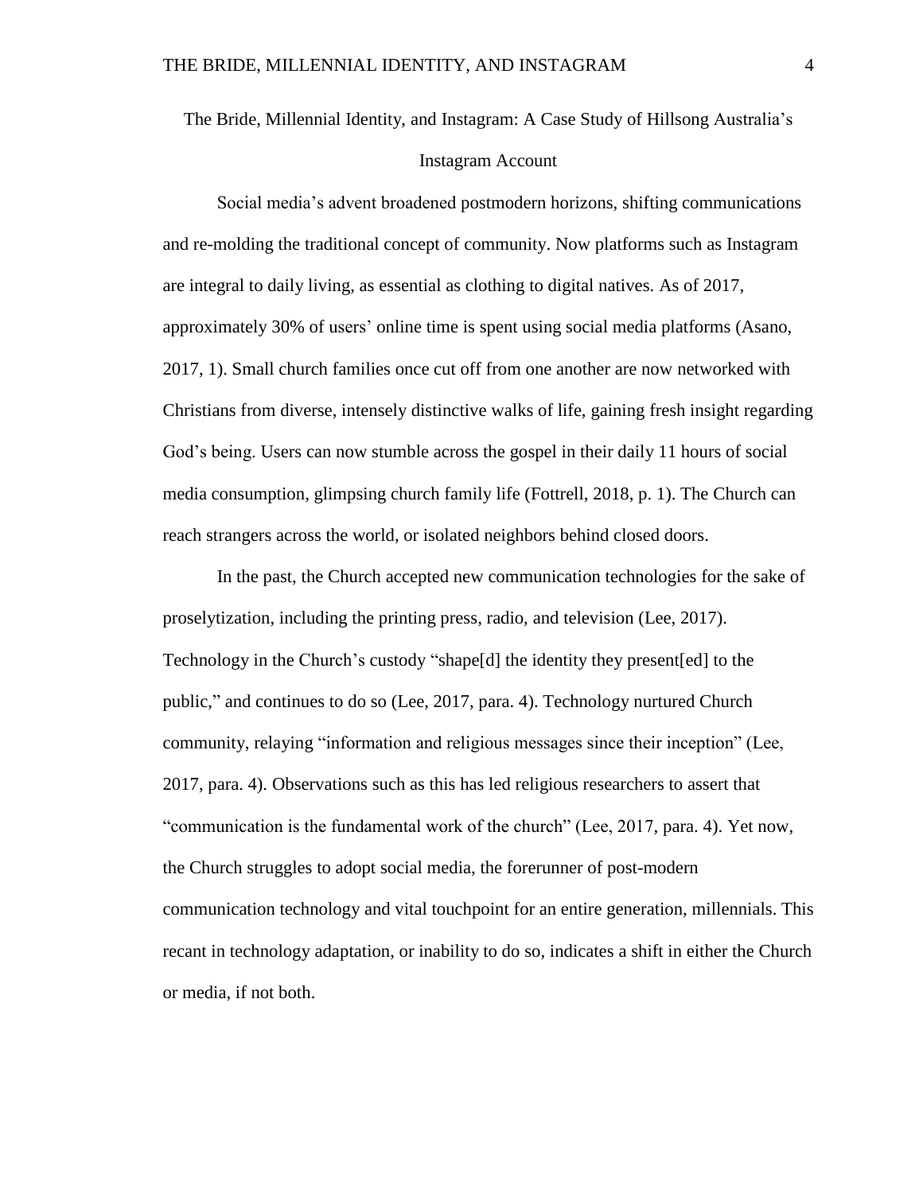# The Bride, Millennial Identity, and Instagram: A Case Study of Hillsong Australia's Instagram Account

Social media's advent broadened postmodern horizons, shifting communications and re-molding the traditional concept of community. Now platforms such as Instagram are integral to daily living, as essential as clothing to digital natives. As of 2017, approximately 30% of users' online time is spent using social media platforms (Asano, 2017, 1). Small church families once cut off from one another are now networked with Christians from diverse, intensely distinctive walks of life, gaining fresh insight regarding God's being. Users can now stumble across the gospel in their daily 11 hours of social media consumption, glimpsing church family life (Fottrell, 2018, p. 1). The Church can reach strangers across the world, or isolated neighbors behind closed doors.

In the past, the Church accepted new communication technologies for the sake of proselytization, including the printing press, radio, and television (Lee, 2017). Technology in the Church's custody "shape[d] the identity they present[ed] to the public," and continues to do so (Lee, 2017, para. 4). Technology nurtured Church community, relaying "information and religious messages since their inception" (Lee, 2017, para. 4). Observations such as this has led religious researchers to assert that "communication is the fundamental work of the church" (Lee, 2017, para. 4). Yet now, the Church struggles to adopt social media, the forerunner of post-modern communication technology and vital touchpoint for an entire generation, millennials. This recant in technology adaptation, or inability to do so, indicates a shift in either the Church or media, if not both.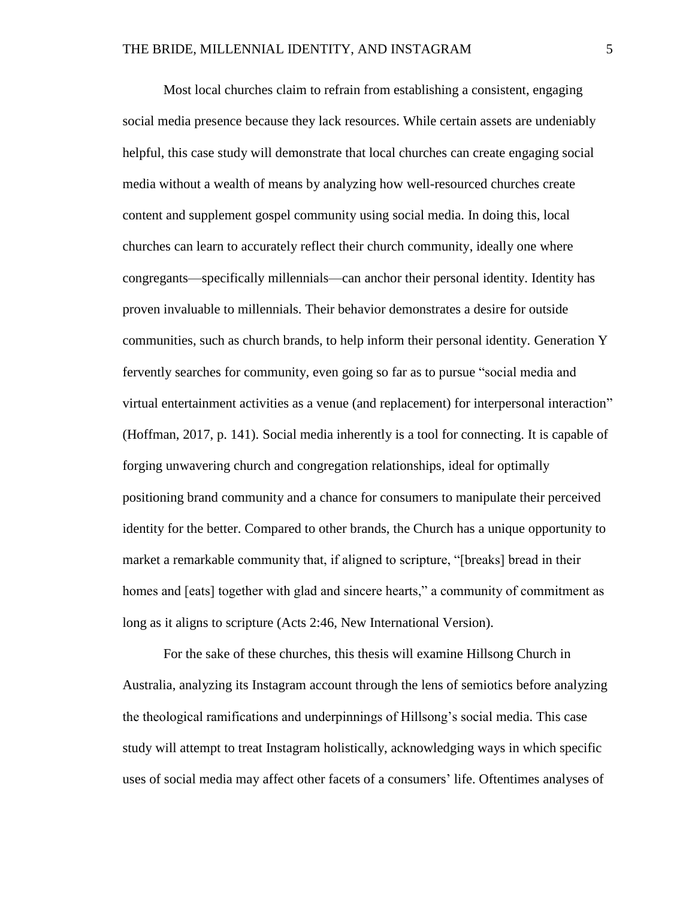Most local churches claim to refrain from establishing a consistent, engaging social media presence because they lack resources. While certain assets are undeniably helpful, this case study will demonstrate that local churches can create engaging social media without a wealth of means by analyzing how well-resourced churches create content and supplement gospel community using social media. In doing this, local churches can learn to accurately reflect their church community, ideally one where congregants—specifically millennials—can anchor their personal identity. Identity has proven invaluable to millennials. Their behavior demonstrates a desire for outside communities, such as church brands, to help inform their personal identity. Generation Y fervently searches for community, even going so far as to pursue "social media and virtual entertainment activities as a venue (and replacement) for interpersonal interaction" (Hoffman, 2017, p. 141). Social media inherently is a tool for connecting. It is capable of forging unwavering church and congregation relationships, ideal for optimally positioning brand community and a chance for consumers to manipulate their perceived identity for the better. Compared to other brands, the Church has a unique opportunity to market a remarkable community that, if aligned to scripture, "[breaks] bread in their homes and [eats] together with glad and sincere hearts," a community of commitment as long as it aligns to scripture (Acts 2:46, New International Version).

For the sake of these churches, this thesis will examine Hillsong Church in Australia, analyzing its Instagram account through the lens of semiotics before analyzing the theological ramifications and underpinnings of Hillsong's social media. This case study will attempt to treat Instagram holistically, acknowledging ways in which specific uses of social media may affect other facets of a consumers' life. Oftentimes analyses of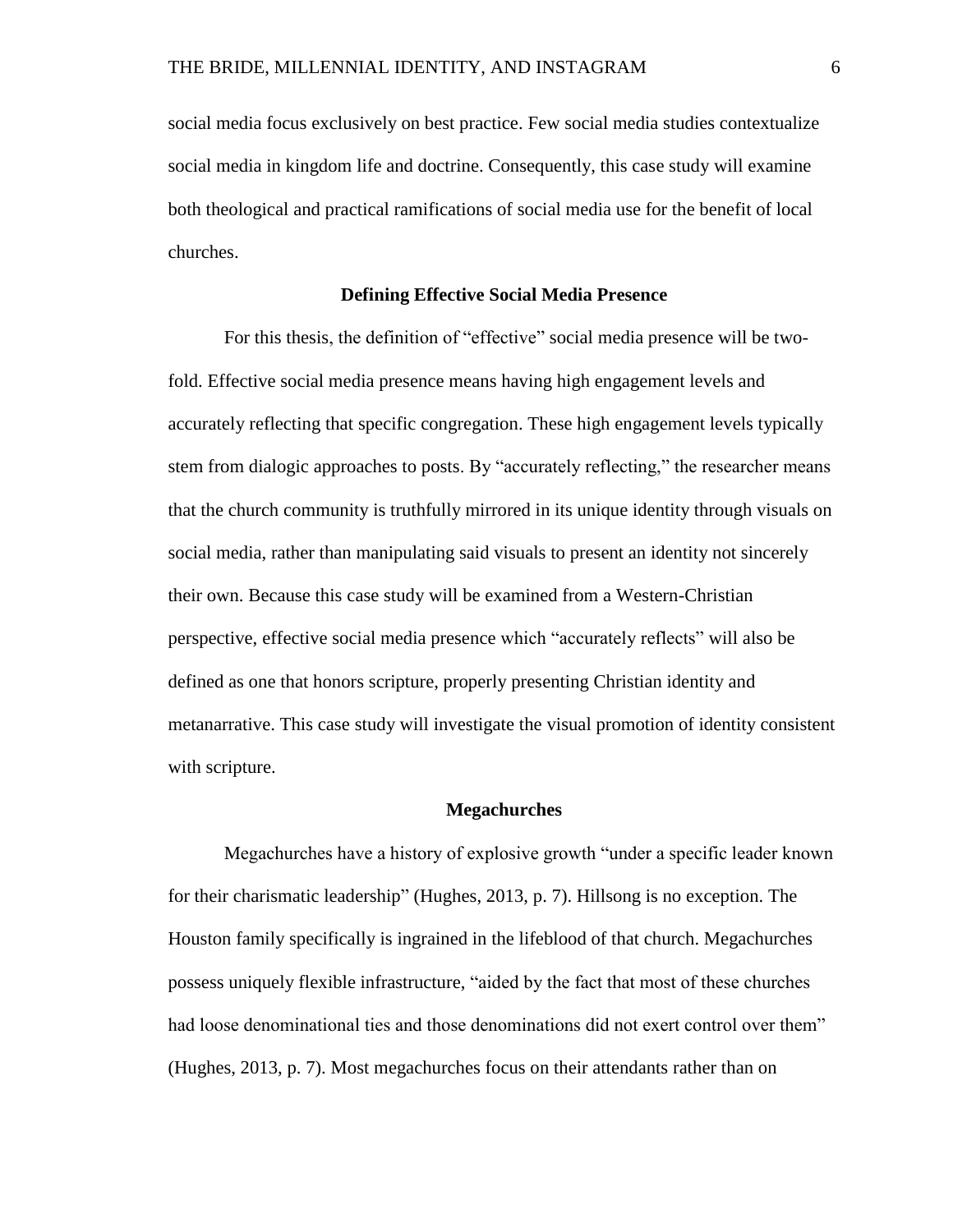social media focus exclusively on best practice. Few social media studies contextualize social media in kingdom life and doctrine. Consequently, this case study will examine both theological and practical ramifications of social media use for the benefit of local churches.

## Defining Effective Social Media Presence

For this thesis, the definition of "effective" social media presence will be two-fold. Effective social media presence means having high engagement levels and accurately reflecting that specific congregation. These high engagement levels typically stem from dialogic approaches to posts. By "accurately reflecting," the researcher means that the church community is truthfully mirrored in its unique identity through visuals on social media, rather than manipulating said visuals to present an identity not sincerely their own. Because this case study will be examined from a Western-Christian perspective, effective social media presence which "accurately reflects" will also be defined as one that honors scripture, properly presenting Christian identity and metanarrative. This case study will investigate the visual promotion of identity consistent with scripture.

## Megachurches

Megachurches have a history of explosive growth "under a specific leader known for their charismatic leadership" (Hughes, 2013, p. 7). Hillsong is no exception. The Houston family specifically is ingrained in the lifeblood of that church. Megachurches possess uniquely flexible infrastructure, "aided by the fact that most of these churches had loose denominational ties and those denominations did not exert control over them" (Hughes, 2013, p. 7). Most megachurches focus on their attendants rather than on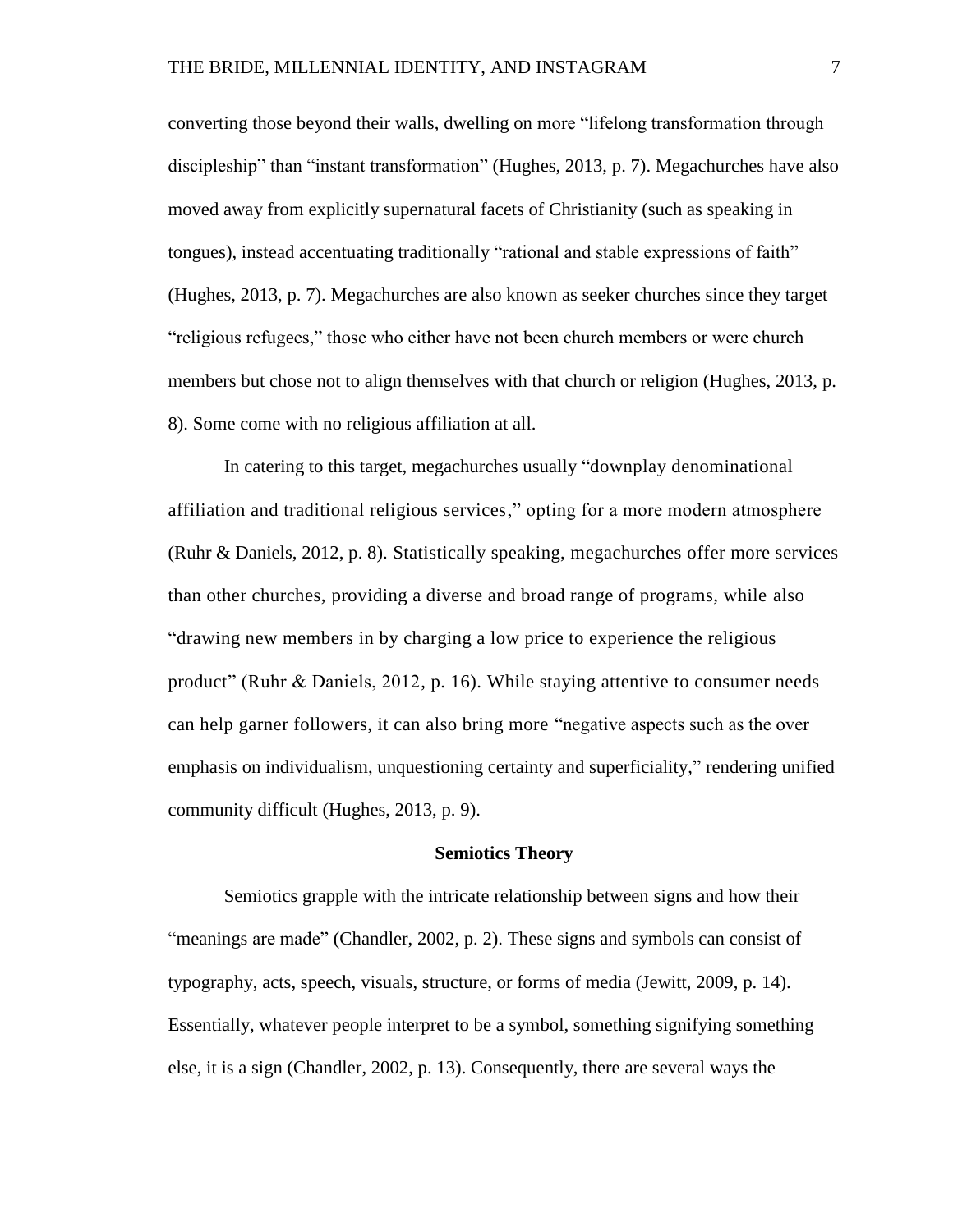converting those beyond their walls, dwelling on more "lifelong transformation through discipleship" than "instant transformation" (Hughes, 2013, p. 7). Megachurches have also moved away from explicitly supernatural facets of Christianity (such as speaking in tongues), instead accentuating traditionally "rational and stable expressions of faith" (Hughes, 2013, p. 7). Megachurches are also known as seeker churches since they target "religious refugees," those who either have not been church members or were church members but chose not to align themselves with that church or religion (Hughes, 2013, p. 8). Some come with no religious affiliation at all.

In catering to this target, megachurches usually "downplay denominational affiliation and traditional religious services," opting for a more modern atmosphere (Ruhr & Daniels, 2012, p. 8). Statistically speaking, megachurches offer more services than other churches, providing a diverse and broad range of programs, while also "drawing new members in by charging a low price to experience the religious product" (Ruhr & Daniels, 2012, p. 16). While staying attentive to consumer needs can help garner followers, it can also bring more "negative aspects such as the over emphasis on individualism, unquestioning certainty and superficiality," rendering unified community difficult (Hughes, 2013, p. 9).

## Semiotics Theory

Semiotics grapple with the intricate relationship between signs and how their "meanings are made" (Chandler, 2002, p. 2). These signs and symbols can consist of typography, acts, speech, visuals, structure, or forms of media (Jewitt, 2009, p. 14). Essentially, whatever people interpret to be a symbol, something signifying something else, it is a sign (Chandler, 2002, p. 13). Consequently, there are several ways the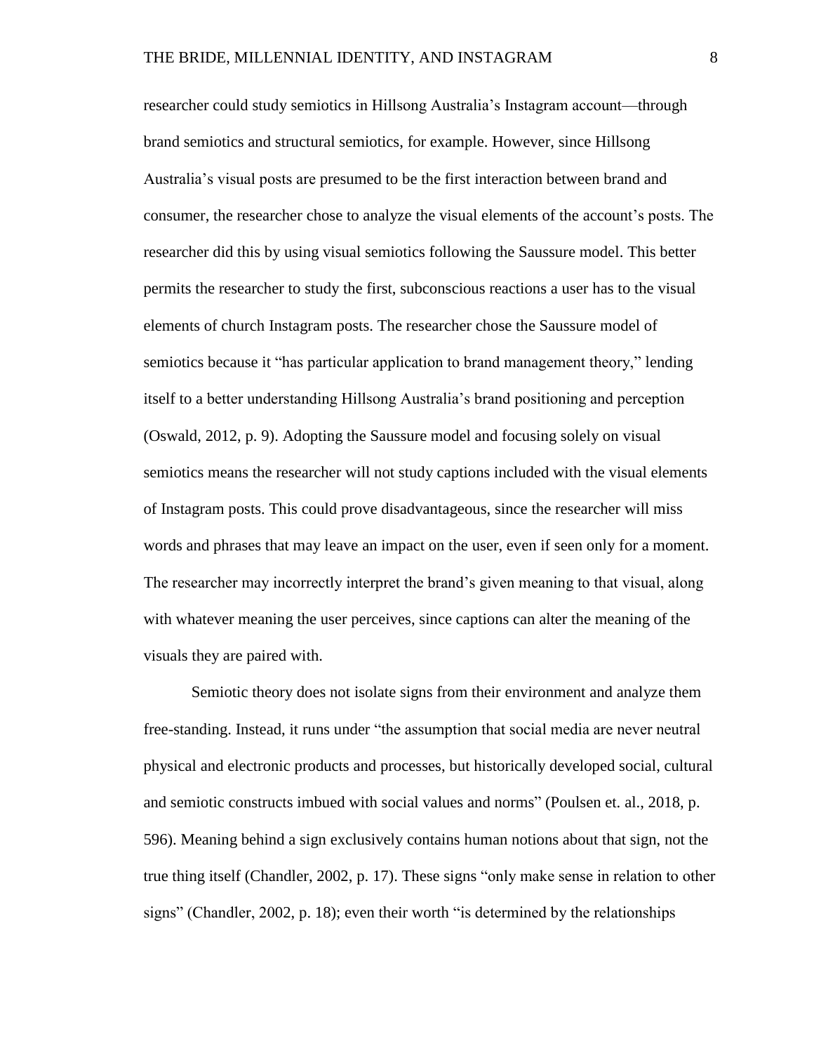researcher could study semiotics in Hillsong Australia's Instagram account—through brand semiotics and structural semiotics, for example. However, since Hillsong Australia's visual posts are presumed to be the first interaction between brand and consumer, the researcher chose to analyze the visual elements of the account's posts. The researcher did this by using visual semiotics following the Saussure model. This better permits the researcher to study the first, subconscious reactions a user has to the visual elements of church Instagram posts. The researcher chose the Saussure model of semiotics because it "has particular application to brand management theory," lending itself to a better understanding Hillsong Australia's brand positioning and perception (Oswald, 2012, p. 9). Adopting the Saussure model and focusing solely on visual semiotics means the researcher will not study captions included with the visual elements of Instagram posts. This could prove disadvantageous, since the researcher will miss words and phrases that may leave an impact on the user, even if seen only for a moment. The researcher may incorrectly interpret the brand's given meaning to that visual, along with whatever meaning the user perceives, since captions can alter the meaning of the visuals they are paired with.

Semiotic theory does not isolate signs from their environment and analyze them free-standing. Instead, it runs under "the assumption that social media are never neutral physical and electronic products and processes, but historically developed social, cultural and semiotic constructs imbued with social values and norms" (Poulsen et. al., 2018, p. 596). Meaning behind a sign exclusively contains human notions about that sign, not the true thing itself (Chandler, 2002, p. 17). These signs "only make sense in relation to other signs" (Chandler, 2002, p. 18); even their worth "is determined by the relationships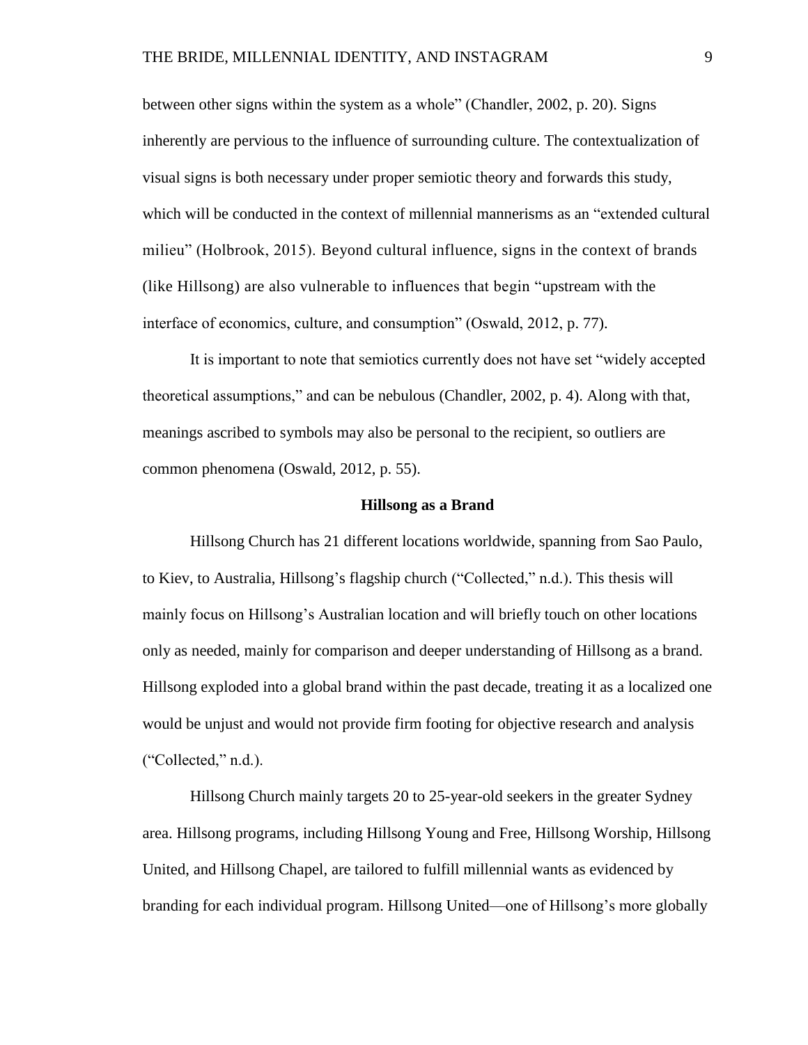between other signs within the system as a whole" (Chandler, 2002, p. 20). Signs inherently are pervious to the influence of surrounding culture. The contextualization of visual signs is both necessary under proper semiotic theory and forwards this study, which will be conducted in the context of millennial mannerisms as an "extended cultural milieu" (Holbrook, 2015). Beyond cultural influence, signs in the context of brands (like Hillsong) are also vulnerable to influences that begin "upstream with the interface of economics, culture, and consumption" (Oswald, 2012, p. 77).

It is important to note that semiotics currently does not have set "widely accepted theoretical assumptions," and can be nebulous (Chandler, 2002, p. 4). Along with that, meanings ascribed to symbols may also be personal to the recipient, so outliers are common phenomena (Oswald, 2012, p. 55).

## Hillsong as a Brand

Hillsong Church has 21 different locations worldwide, spanning from Sao Paulo, to Kiev, to Australia, Hillsong's flagship church ("Collected," n.d.). This thesis will mainly focus on Hillsong's Australian location and will briefly touch on other locations only as needed, mainly for comparison and deeper understanding of Hillsong as a brand. Hillsong exploded into a global brand within the past decade, treating it as a localized one would be unjust and would not provide firm footing for objective research and analysis ("Collected," n.d.).

Hillsong Church mainly targets 20 to 25-year-old seekers in the greater Sydney area. Hillsong programs, including Hillsong Young and Free, Hillsong Worship, Hillsong United, and Hillsong Chapel, are tailored to fulfill millennial wants as evidenced by branding for each individual program. Hillsong United—one of Hillsong's more globally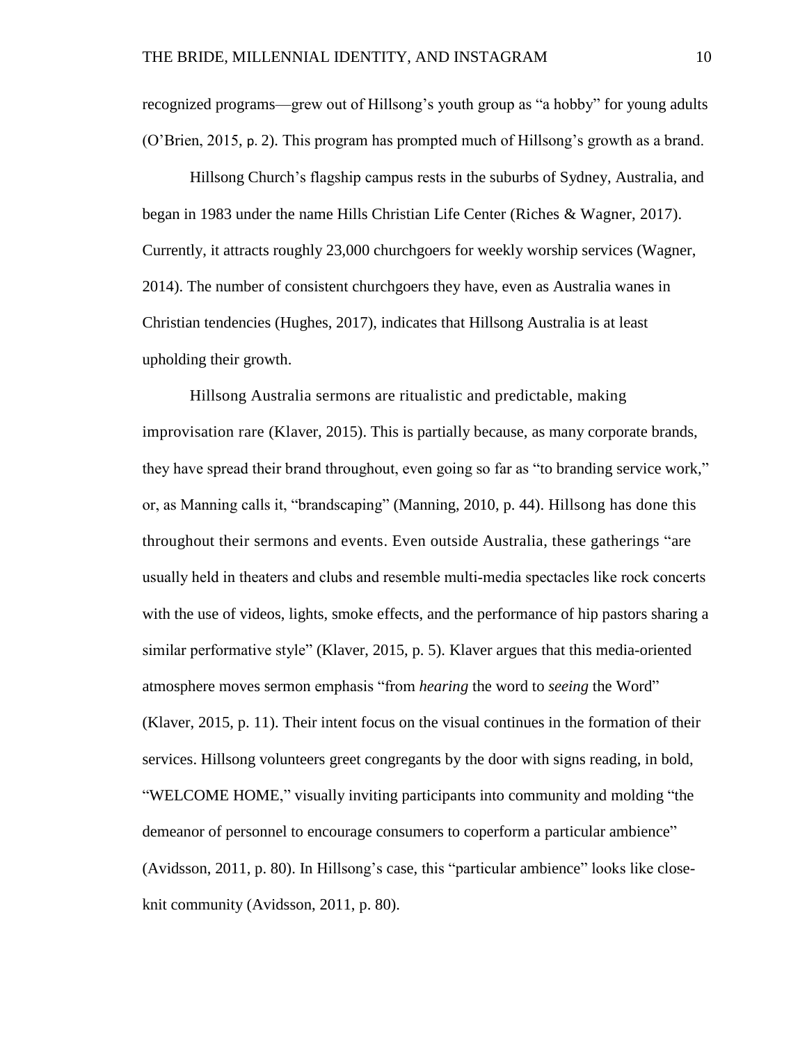recognized programs—grew out of Hillsong's youth group as "a hobby" for young adults (O'Brien, 2015, p. 2). This program has prompted much of Hillsong's growth as a brand.

Hillsong Church's flagship campus rests in the suburbs of Sydney, Australia, and began in 1983 under the name Hills Christian Life Center (Riches & Wagner, 2017). Currently, it attracts roughly 23,000 churchgoers for weekly worship services (Wagner, 2014). The number of consistent churchgoers they have, even as Australia wanes in Christian tendencies (Hughes, 2017), indicates that Hillsong Australia is at least upholding their growth.

Hillsong Australia sermons are ritualistic and predictable, making improvisation rare (Klaver, 2015). This is partially because, as many corporate brands, they have spread their brand throughout, even going so far as "to branding service work," or, as Manning calls it, "brandscaping" (Manning, 2010, p. 44). Hillsong has done this throughout their sermons and events. Even outside Australia, these gatherings "are usually held in theaters and clubs and resemble multi-media spectacles like rock concerts with the use of videos, lights, smoke effects, and the performance of hip pastors sharing a similar performative style" (Klaver, 2015, p. 5). Klaver argues that this media-oriented atmosphere moves sermon emphasis "from *hearing* the word to *seeing* the Word" (Klaver, 2015, p. 11). Their intent focus on the visual continues in the formation of their services. Hillsong volunteers greet congregants by the door with signs reading, in bold, "WELCOME HOME," visually inviting participants into community and molding "the demeanor of personnel to encourage consumers to coperform a particular ambience" (Avidsson, 2011, p. 80). In Hillsong's case, this "particular ambience" looks like close-knit community (Avidsson, 2011, p. 80).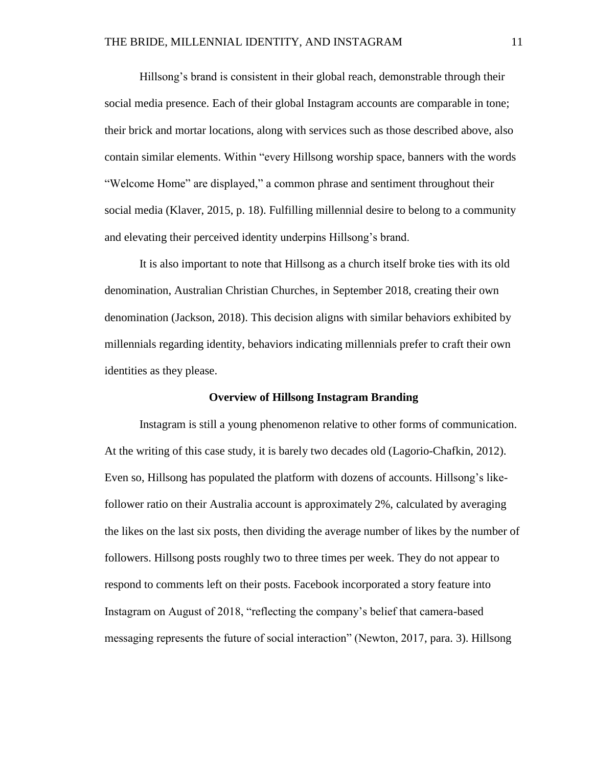Hillsong's brand is consistent in their global reach, demonstrable through their social media presence. Each of their global Instagram accounts are comparable in tone; their brick and mortar locations, along with services such as those described above, also contain similar elements. Within "every Hillsong worship space, banners with the words "Welcome Home" are displayed," a common phrase and sentiment throughout their social media (Klaver, 2015, p. 18). Fulfilling millennial desire to belong to a community and elevating their perceived identity underpins Hillsong's brand.

It is also important to note that Hillsong as a church itself broke ties with its old denomination, Australian Christian Churches, in September 2018, creating their own denomination (Jackson, 2018). This decision aligns with similar behaviors exhibited by millennials regarding identity, behaviors indicating millennials prefer to craft their own identities as they please.

## Overview of Hillsong Instagram Branding

Instagram is still a young phenomenon relative to other forms of communication. At the writing of this case study, it is barely two decades old (Lagorio-Chafkin, 2012). Even so, Hillsong has populated the platform with dozens of accounts. Hillsong's like-follower ratio on their Australia account is approximately 2%, calculated by averaging the likes on the last six posts, then dividing the average number of likes by the number of followers. Hillsong posts roughly two to three times per week. They do not appear to respond to comments left on their posts. Facebook incorporated a story feature into Instagram on August of 2018, "reflecting the company's belief that camera-based messaging represents the future of social interaction" (Newton, 2017, para. 3). Hillsong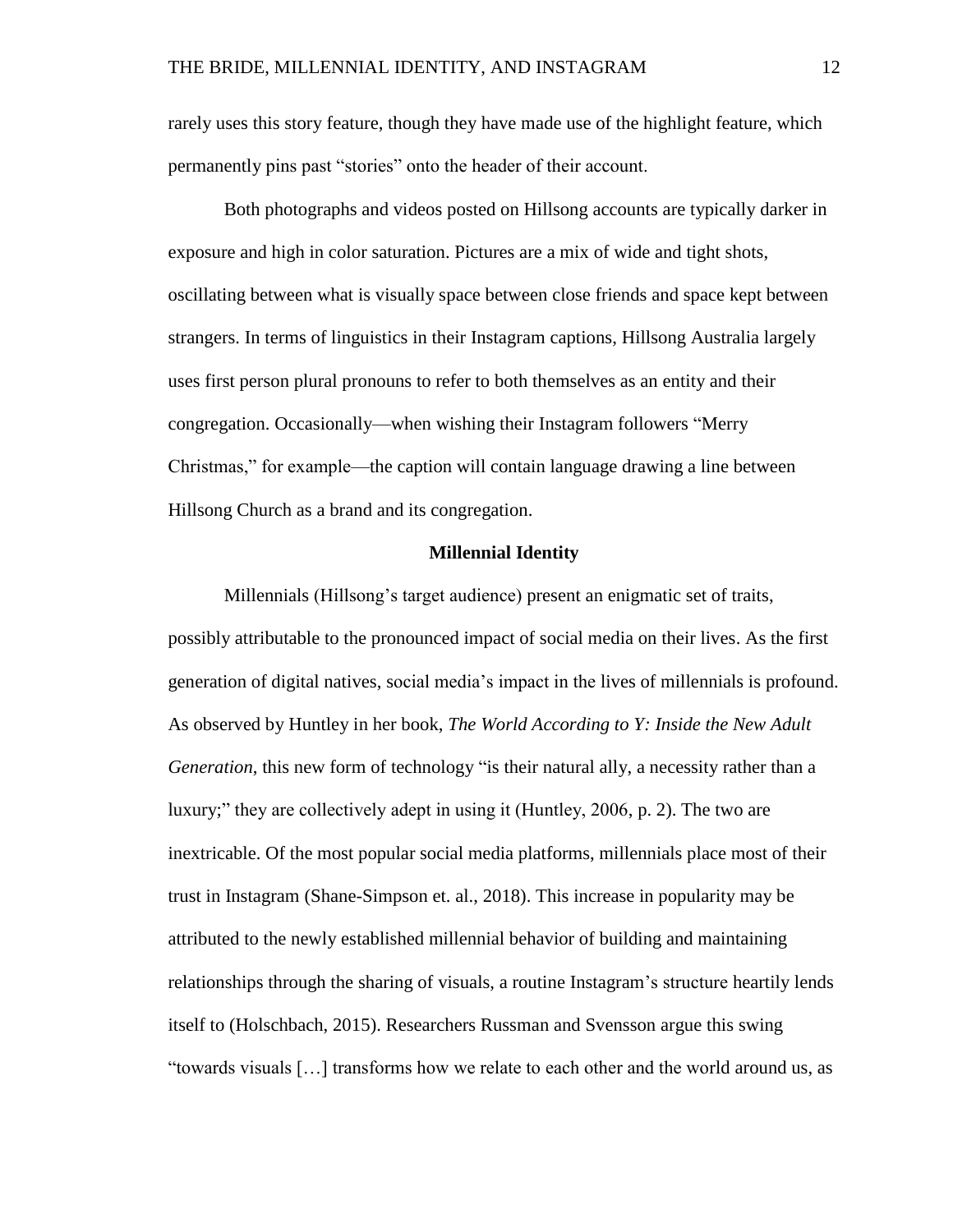rarely uses this story feature, though they have made use of the highlight feature, which permanently pins past "stories" onto the header of their account.

Both photographs and videos posted on Hillsong accounts are typically darker in exposure and high in color saturation. Pictures are a mix of wide and tight shots, oscillating between what is visually space between close friends and space kept between strangers. In terms of linguistics in their Instagram captions, Hillsong Australia largely uses first person plural pronouns to refer to both themselves as an entity and their congregation. Occasionally—when wishing their Instagram followers "Merry Christmas," for example—the caption will contain language drawing a line between Hillsong Church as a brand and its congregation.

## Millennial Identity

Millennials (Hillsong's target audience) present an enigmatic set of traits, possibly attributable to the pronounced impact of social media on their lives. As the first generation of digital natives, social media's impact in the lives of millennials is profound. As observed by Huntley in her book, *The World According to Y: Inside the New Adult Generation*, this new form of technology "is their natural ally, a necessity rather than a luxury;" they are collectively adept in using it (Huntley, 2006, p. 2). The two are inextricable. Of the most popular social media platforms, millennials place most of their trust in Instagram (Shane-Simpson et. al., 2018). This increase in popularity may be attributed to the newly established millennial behavior of building and maintaining relationships through the sharing of visuals, a routine Instagram's structure heartily lends itself to (Holschbach, 2015). Researchers Russman and Svensson argue this swing "towards visuals […] transforms how we relate to each other and the world around us, as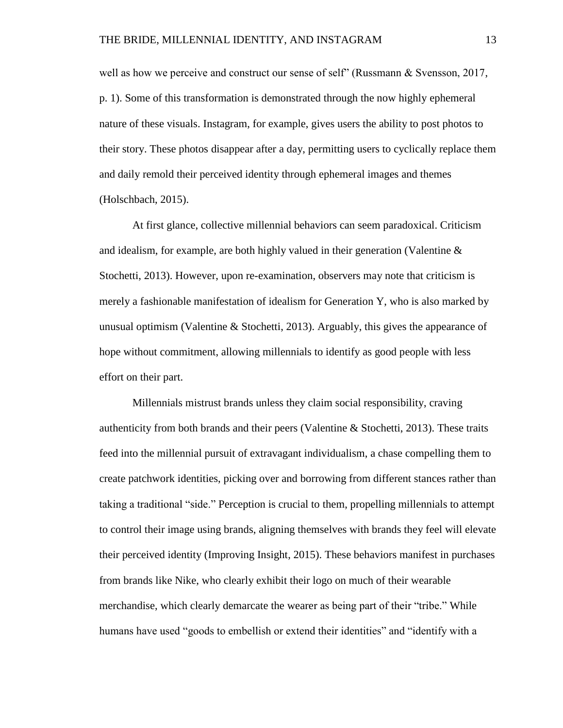well as how we perceive and construct our sense of self" (Russmann & Svensson, 2017, p. 1). Some of this transformation is demonstrated through the now highly ephemeral nature of these visuals. Instagram, for example, gives users the ability to post photos to their story. These photos disappear after a day, permitting users to cyclically replace them and daily remold their perceived identity through ephemeral images and themes (Holschbach, 2015).

At first glance, collective millennial behaviors can seem paradoxical. Criticism and idealism, for example, are both highly valued in their generation (Valentine & Stochetti, 2013). However, upon re-examination, observers may note that criticism is merely a fashionable manifestation of idealism for Generation Y, who is also marked by unusual optimism (Valentine & Stochetti, 2013). Arguably, this gives the appearance of hope without commitment, allowing millennials to identify as good people with less effort on their part.

Millennials mistrust brands unless they claim social responsibility, craving authenticity from both brands and their peers (Valentine & Stochetti, 2013). These traits feed into the millennial pursuit of extravagant individualism, a chase compelling them to create patchwork identities, picking over and borrowing from different stances rather than taking a traditional "side." Perception is crucial to them, propelling millennials to attempt to control their image using brands, aligning themselves with brands they feel will elevate their perceived identity (Improving Insight, 2015). These behaviors manifest in purchases from brands like Nike, who clearly exhibit their logo on much of their wearable merchandise, which clearly demarcate the wearer as being part of their "tribe." While humans have used "goods to embellish or extend their identities" and "identify with a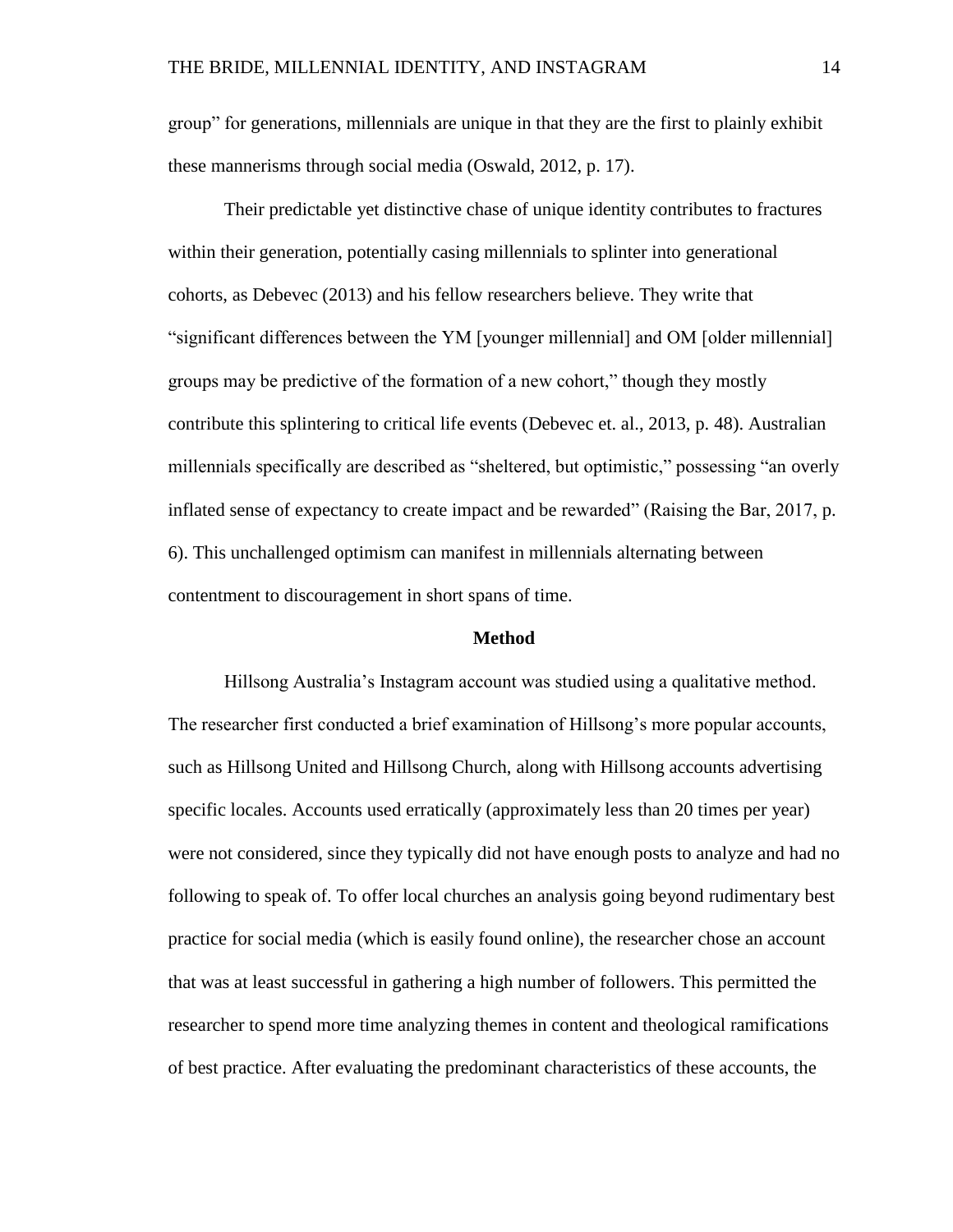group" for generations, millennials are unique in that they are the first to plainly exhibit these mannerisms through social media (Oswald, 2012, p. 17).

Their predictable yet distinctive chase of unique identity contributes to fractures within their generation, potentially casing millennials to splinter into generational cohorts, as Debevec (2013) and his fellow researchers believe. They write that "significant differences between the YM [younger millennial] and OM [older millennial] groups may be predictive of the formation of a new cohort," though they mostly contribute this splintering to critical life events (Debevec et. al., 2013, p. 48). Australian millennials specifically are described as "sheltered, but optimistic," possessing "an overly inflated sense of expectancy to create impact and be rewarded" (Raising the Bar, 2017, p. 6). This unchallenged optimism can manifest in millennials alternating between contentment to discouragement in short spans of time.

## Method

Hillsong Australia's Instagram account was studied using a qualitative method. The researcher first conducted a brief examination of Hillsong's more popular accounts, such as Hillsong United and Hillsong Church, along with Hillsong accounts advertising specific locales. Accounts used erratically (approximately less than 20 times per year) were not considered, since they typically did not have enough posts to analyze and had no following to speak of. To offer local churches an analysis going beyond rudimentary best practice for social media (which is easily found online), the researcher chose an account that was at least successful in gathering a high number of followers. This permitted the researcher to spend more time analyzing themes in content and theological ramifications of best practice. After evaluating the predominant characteristics of these accounts, the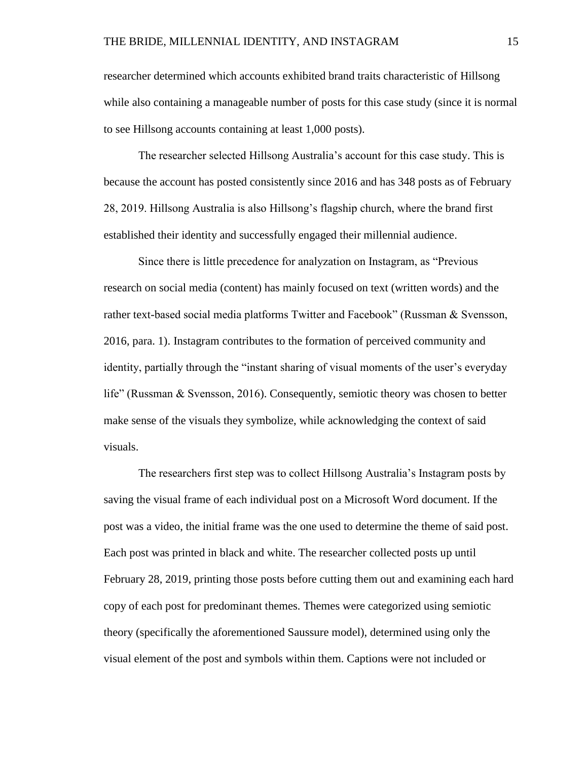researcher determined which accounts exhibited brand traits characteristic of Hillsong while also containing a manageable number of posts for this case study (since it is normal to see Hillsong accounts containing at least 1,000 posts).

The researcher selected Hillsong Australia's account for this case study. This is because the account has posted consistently since 2016 and has 348 posts as of February 28, 2019. Hillsong Australia is also Hillsong's flagship church, where the brand first established their identity and successfully engaged their millennial audience.

Since there is little precedence for analyzation on Instagram, as "Previous research on social media (content) has mainly focused on text (written words) and the rather text-based social media platforms Twitter and Facebook" (Russman & Svensson, 2016, para. 1). Instagram contributes to the formation of perceived community and identity, partially through the "instant sharing of visual moments of the user's everyday life" (Russman & Svensson, 2016). Consequently, semiotic theory was chosen to better make sense of the visuals they symbolize, while acknowledging the context of said visuals.

The researchers first step was to collect Hillsong Australia's Instagram posts by saving the visual frame of each individual post on a Microsoft Word document. If the post was a video, the initial frame was the one used to determine the theme of said post. Each post was printed in black and white. The researcher collected posts up until February 28, 2019, printing those posts before cutting them out and examining each hard copy of each post for predominant themes. Themes were categorized using semiotic theory (specifically the aforementioned Saussure model), determined using only the visual element of the post and symbols within them. Captions were not included or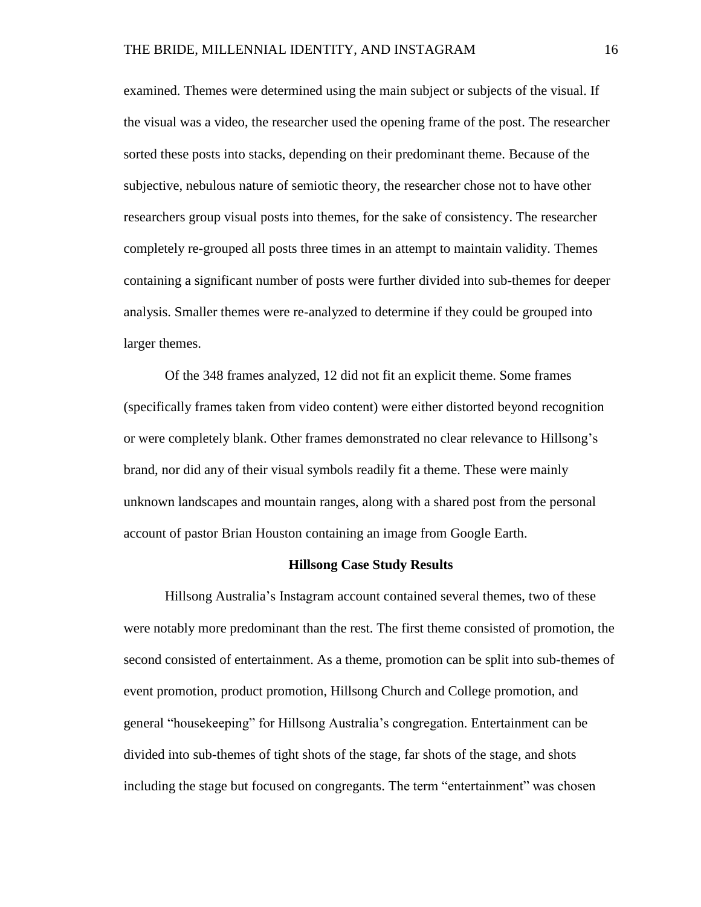examined. Themes were determined using the main subject or subjects of the visual. If the visual was a video, the researcher used the opening frame of the post. The researcher sorted these posts into stacks, depending on their predominant theme. Because of the subjective, nebulous nature of semiotic theory, the researcher chose not to have other researchers group visual posts into themes, for the sake of consistency. The researcher completely re-grouped all posts three times in an attempt to maintain validity. Themes containing a significant number of posts were further divided into sub-themes for deeper analysis. Smaller themes were re-analyzed to determine if they could be grouped into larger themes.

Of the 348 frames analyzed, 12 did not fit an explicit theme. Some frames (specifically frames taken from video content) were either distorted beyond recognition or were completely blank. Other frames demonstrated no clear relevance to Hillsong's brand, nor did any of their visual symbols readily fit a theme. These were mainly unknown landscapes and mountain ranges, along with a shared post from the personal account of pastor Brian Houston containing an image from Google Earth.

## Hillsong Case Study Results

Hillsong Australia's Instagram account contained several themes, two of these were notably more predominant than the rest. The first theme consisted of promotion, the second consisted of entertainment. As a theme, promotion can be split into sub-themes of event promotion, product promotion, Hillsong Church and College promotion, and general "housekeeping" for Hillsong Australia's congregation. Entertainment can be divided into sub-themes of tight shots of the stage, far shots of the stage, and shots including the stage but focused on congregants. The term "entertainment" was chosen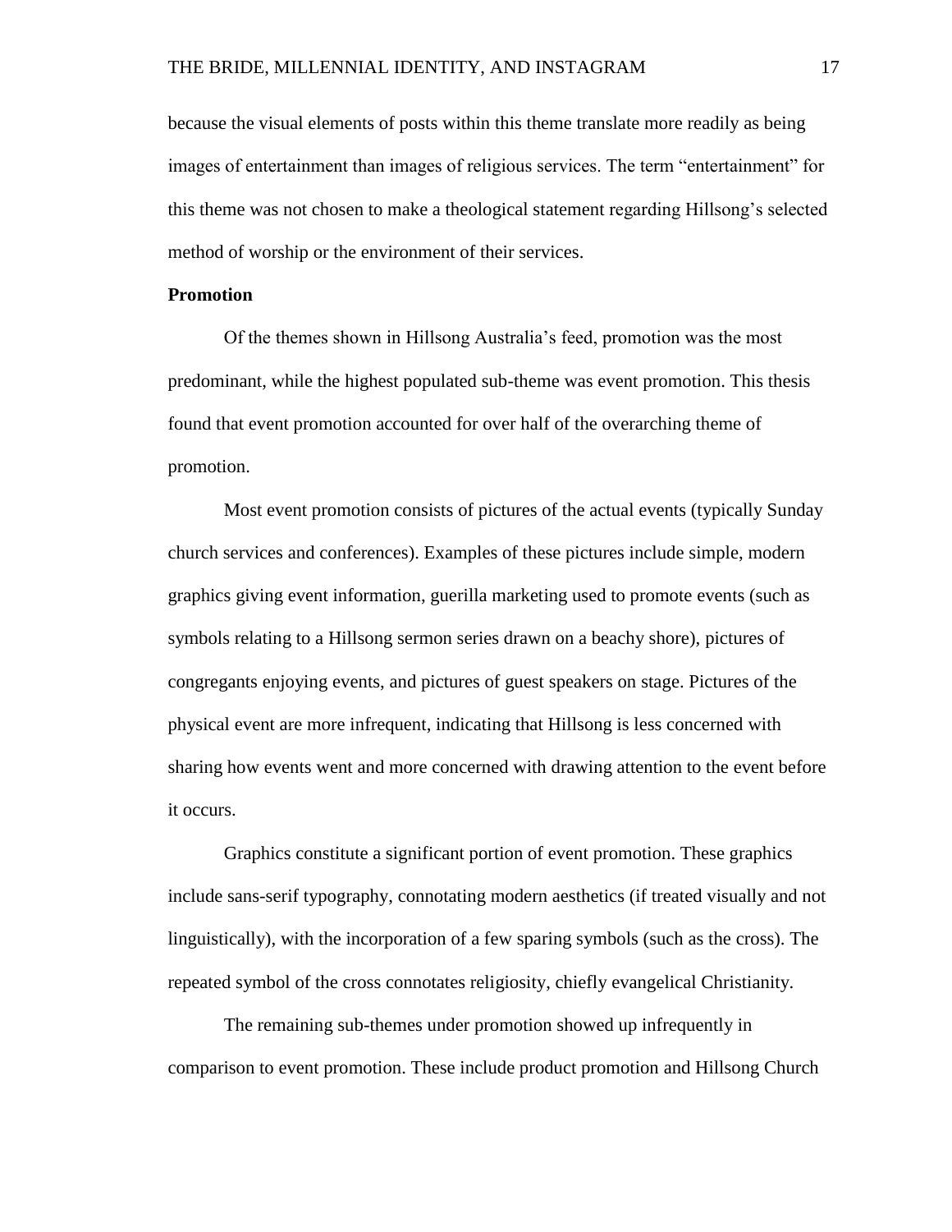because the visual elements of posts within this theme translate more readily as being images of entertainment than images of religious services. The term "entertainment" for this theme was not chosen to make a theological statement regarding Hillsong's selected method of worship or the environment of their services.

**Promotion**

Of the themes shown in Hillsong Australia's feed, promotion was the most predominant, while the highest populated sub-theme was event promotion. This thesis found that event promotion accounted for over half of the overarching theme of promotion.

Most event promotion consists of pictures of the actual events (typically Sunday church services and conferences). Examples of these pictures include simple, modern graphics giving event information, guerilla marketing used to promote events (such as symbols relating to a Hillsong sermon series drawn on a beachy shore), pictures of congregants enjoying events, and pictures of guest speakers on stage. Pictures of the physical event are more infrequent, indicating that Hillsong is less concerned with sharing how events went and more concerned with drawing attention to the event before it occurs.

Graphics constitute a significant portion of event promotion. These graphics include sans-serif typography, connotating modern aesthetics (if treated visually and not linguistically), with the incorporation of a few sparing symbols (such as the cross). The repeated symbol of the cross connotates religiosity, chiefly evangelical Christianity.

The remaining sub-themes under promotion showed up infrequently in comparison to event promotion. These include product promotion and Hillsong Church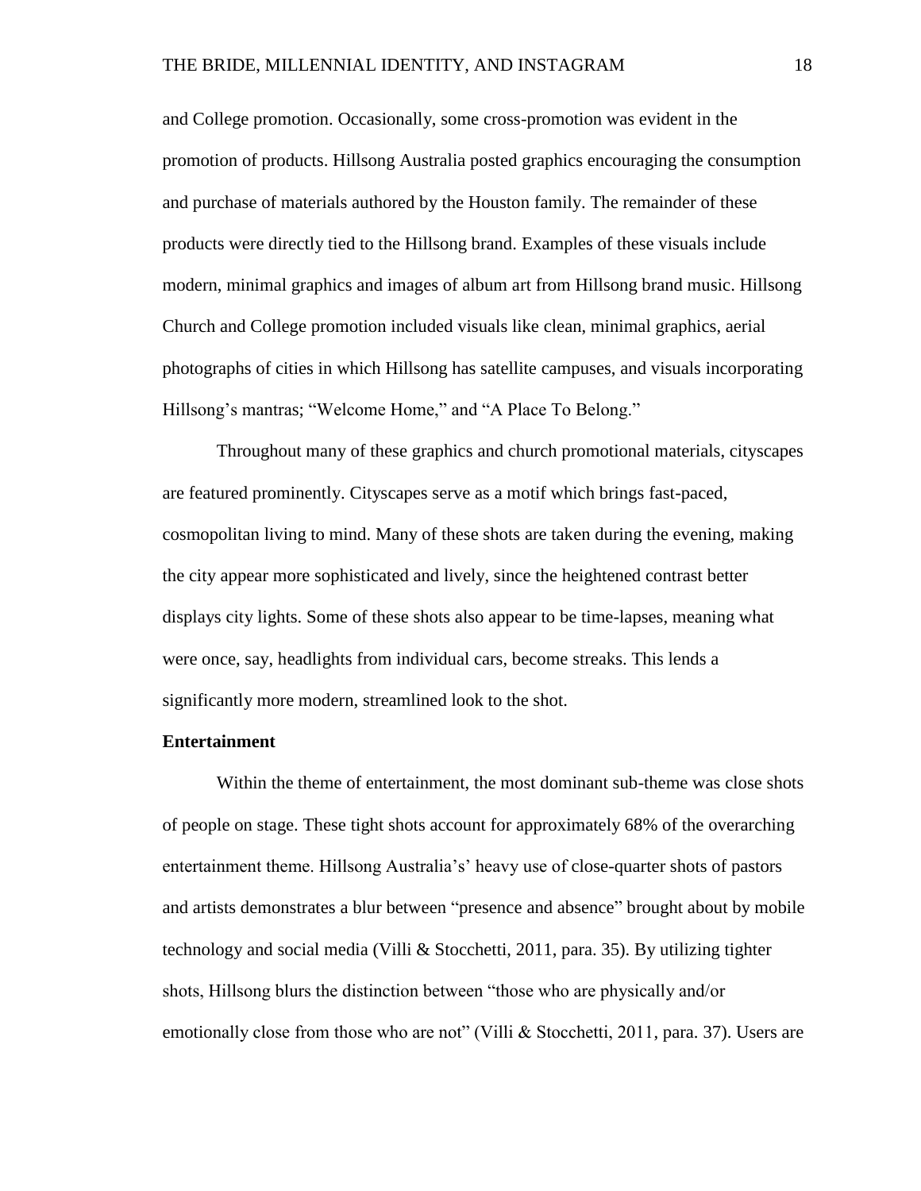and College promotion. Occasionally, some cross-promotion was evident in the promotion of products. Hillsong Australia posted graphics encouraging the consumption and purchase of materials authored by the Houston family. The remainder of these products were directly tied to the Hillsong brand. Examples of these visuals include modern, minimal graphics and images of album art from Hillsong brand music. Hillsong Church and College promotion included visuals like clean, minimal graphics, aerial photographs of cities in which Hillsong has satellite campuses, and visuals incorporating Hillsong's mantras; "Welcome Home," and "A Place To Belong."

Throughout many of these graphics and church promotional materials, cityscapes are featured prominently. Cityscapes serve as a motif which brings fast-paced, cosmopolitan living to mind. Many of these shots are taken during the evening, making the city appear more sophisticated and lively, since the heightened contrast better displays city lights. Some of these shots also appear to be time-lapses, meaning what were once, say, headlights from individual cars, become streaks. This lends a significantly more modern, streamlined look to the shot.

**Entertainment**

Within the theme of entertainment, the most dominant sub-theme was close shots of people on stage. These tight shots account for approximately 68% of the overarching entertainment theme. Hillsong Australia's' heavy use of close-quarter shots of pastors and artists demonstrates a blur between "presence and absence" brought about by mobile technology and social media (Villi & Stocchetti, 2011, para. 35). By utilizing tighter shots, Hillsong blurs the distinction between "those who are physically and/or emotionally close from those who are not" (Villi & Stocchetti, 2011, para. 37). Users are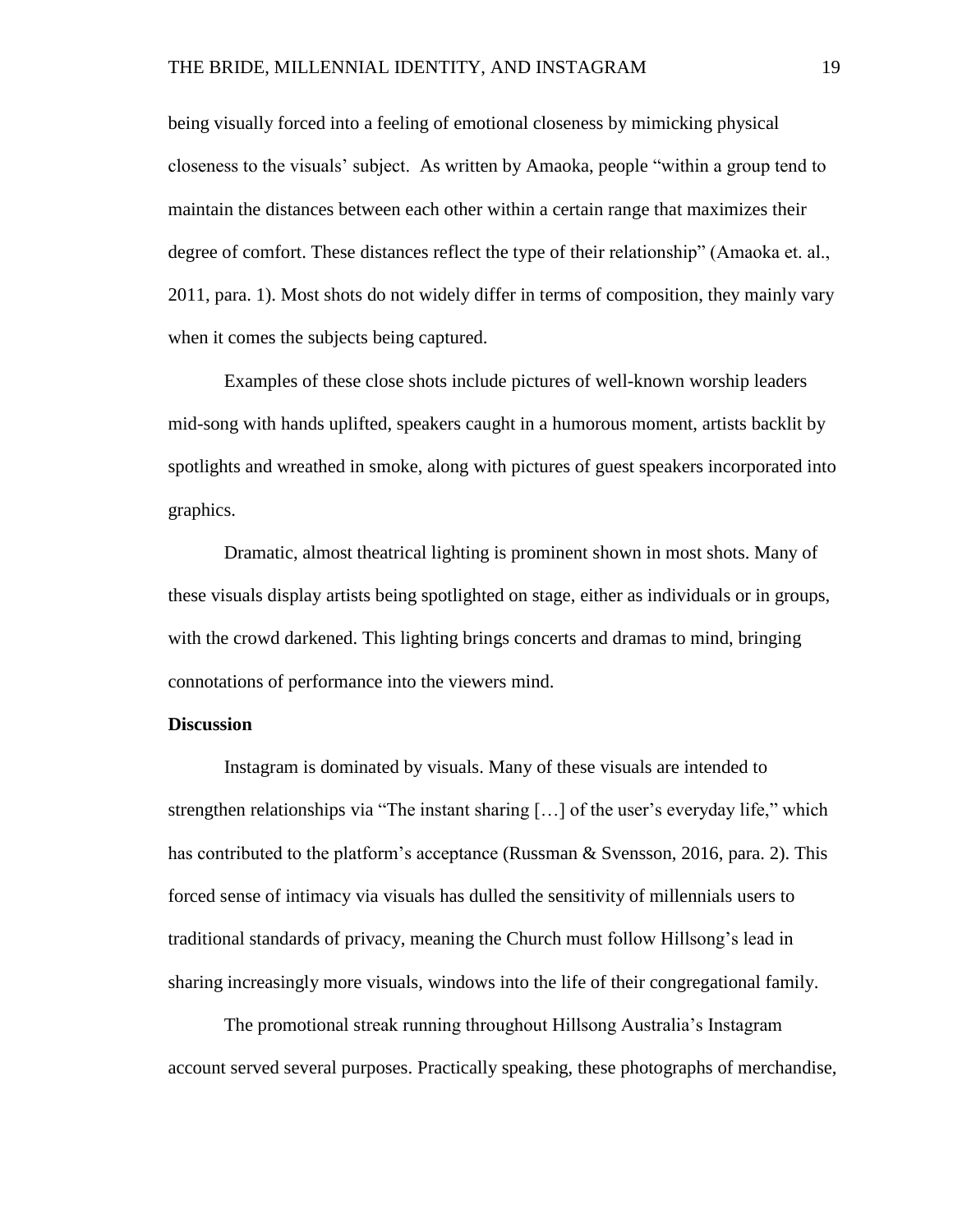being visually forced into a feeling of emotional closeness by mimicking physical closeness to the visuals' subject. As written by Amaoka, people "within a group tend to maintain the distances between each other within a certain range that maximizes their degree of comfort. These distances reflect the type of their relationship" (Amaoka et. al., 2011, para. 1). Most shots do not widely differ in terms of composition, they mainly vary when it comes the subjects being captured.

Examples of these close shots include pictures of well-known worship leaders mid-song with hands uplifted, speakers caught in a humorous moment, artists backlit by spotlights and wreathed in smoke, along with pictures of guest speakers incorporated into graphics.

Dramatic, almost theatrical lighting is prominent shown in most shots. Many of these visuals display artists being spotlighted on stage, either as individuals or in groups, with the crowd darkened. This lighting brings concerts and dramas to mind, bringing connotations of performance into the viewers mind.

**Discussion**

Instagram is dominated by visuals. Many of these visuals are intended to strengthen relationships via "The instant sharing […] of the user's everyday life," which has contributed to the platform's acceptance (Russman & Svensson, 2016, para. 2). This forced sense of intimacy via visuals has dulled the sensitivity of millennials users to traditional standards of privacy, meaning the Church must follow Hillsong's lead in sharing increasingly more visuals, windows into the life of their congregational family.

The promotional streak running throughout Hillsong Australia's Instagram account served several purposes. Practically speaking, these photographs of merchandise,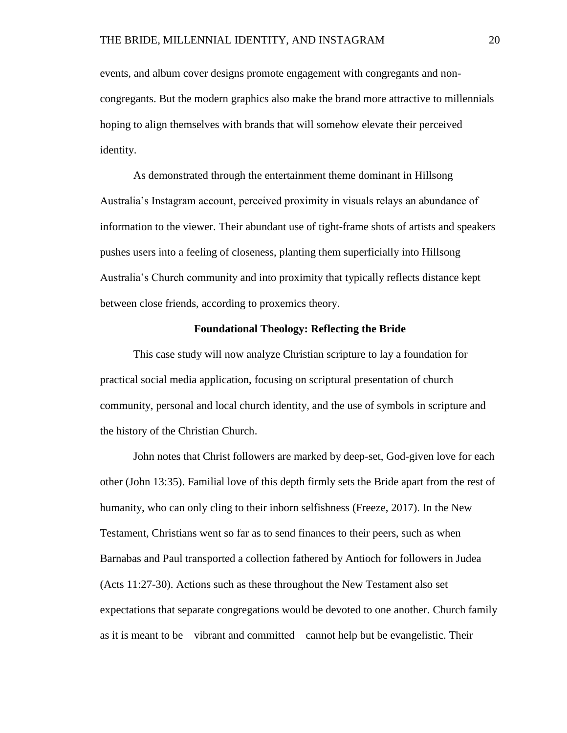events, and album cover designs promote engagement with congregants and non-congregants. But the modern graphics also make the brand more attractive to millennials hoping to align themselves with brands that will somehow elevate their perceived identity.

As demonstrated through the entertainment theme dominant in Hillsong Australia's Instagram account, perceived proximity in visuals relays an abundance of information to the viewer. Their abundant use of tight-frame shots of artists and speakers pushes users into a feeling of closeness, planting them superficially into Hillsong Australia's Church community and into proximity that typically reflects distance kept between close friends, according to proxemics theory.

## Foundational Theology: Reflecting the Bride

This case study will now analyze Christian scripture to lay a foundation for practical social media application, focusing on scriptural presentation of church community, personal and local church identity, and the use of symbols in scripture and the history of the Christian Church.

John notes that Christ followers are marked by deep-set, God-given love for each other (John 13:35). Familial love of this depth firmly sets the Bride apart from the rest of humanity, who can only cling to their inborn selfishness (Freeze, 2017). In the New Testament, Christians went so far as to send finances to their peers, such as when Barnabas and Paul transported a collection fathered by Antioch for followers in Judea (Acts 11:27-30). Actions such as these throughout the New Testament also set expectations that separate congregations would be devoted to one another. Church family as it is meant to be—vibrant and committed—cannot help but be evangelistic. Their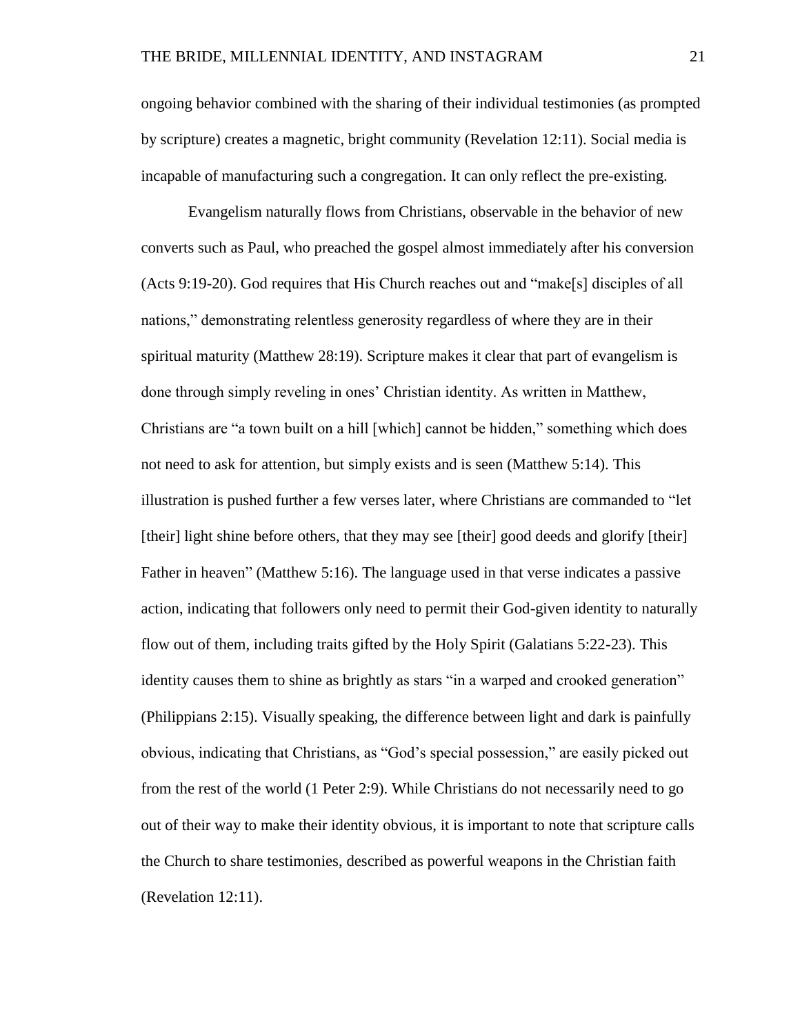ongoing behavior combined with the sharing of their individual testimonies (as prompted by scripture) creates a magnetic, bright community (Revelation 12:11). Social media is incapable of manufacturing such a congregation. It can only reflect the pre-existing.

Evangelism naturally flows from Christians, observable in the behavior of new converts such as Paul, who preached the gospel almost immediately after his conversion (Acts 9:19-20). God requires that His Church reaches out and "make[s] disciples of all nations," demonstrating relentless generosity regardless of where they are in their spiritual maturity (Matthew 28:19). Scripture makes it clear that part of evangelism is done through simply reveling in ones' Christian identity. As written in Matthew, Christians are "a town built on a hill [which] cannot be hidden," something which does not need to ask for attention, but simply exists and is seen (Matthew 5:14). This illustration is pushed further a few verses later, where Christians are commanded to "let [their] light shine before others, that they may see [their] good deeds and glorify [their] Father in heaven" (Matthew 5:16). The language used in that verse indicates a passive action, indicating that followers only need to permit their God-given identity to naturally flow out of them, including traits gifted by the Holy Spirit (Galatians 5:22-23). This identity causes them to shine as brightly as stars "in a warped and crooked generation" (Philippians 2:15). Visually speaking, the difference between light and dark is painfully obvious, indicating that Christians, as "God's special possession," are easily picked out from the rest of the world (1 Peter 2:9). While Christians do not necessarily need to go out of their way to make their identity obvious, it is important to note that scripture calls the Church to share testimonies, described as powerful weapons in the Christian faith (Revelation 12:11).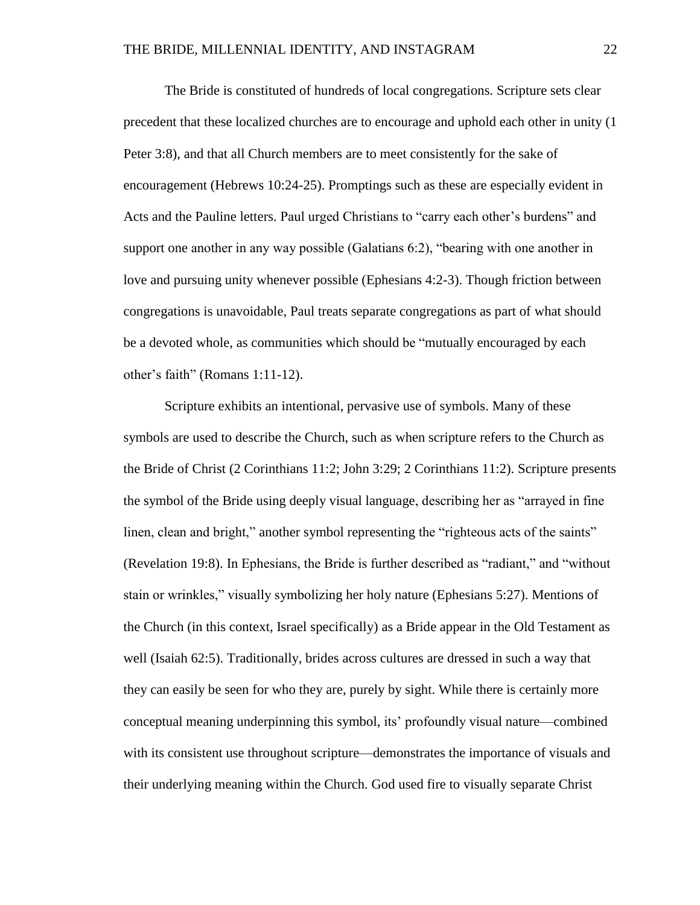The Bride is constituted of hundreds of local congregations. Scripture sets clear precedent that these localized churches are to encourage and uphold each other in unity (1 Peter 3:8), and that all Church members are to meet consistently for the sake of encouragement (Hebrews 10:24-25). Promptings such as these are especially evident in Acts and the Pauline letters. Paul urged Christians to "carry each other's burdens" and support one another in any way possible (Galatians 6:2), "bearing with one another in love and pursuing unity whenever possible (Ephesians 4:2-3). Though friction between congregations is unavoidable, Paul treats separate congregations as part of what should be a devoted whole, as communities which should be "mutually encouraged by each other's faith" (Romans 1:11-12).

Scripture exhibits an intentional, pervasive use of symbols. Many of these symbols are used to describe the Church, such as when scripture refers to the Church as the Bride of Christ (2 Corinthians 11:2; John 3:29; 2 Corinthians 11:2). Scripture presents the symbol of the Bride using deeply visual language, describing her as "arrayed in fine linen, clean and bright," another symbol representing the "righteous acts of the saints" (Revelation 19:8). In Ephesians, the Bride is further described as "radiant," and "without stain or wrinkles," visually symbolizing her holy nature (Ephesians 5:27). Mentions of the Church (in this context, Israel specifically) as a Bride appear in the Old Testament as well (Isaiah 62:5). Traditionally, brides across cultures are dressed in such a way that they can easily be seen for who they are, purely by sight. While there is certainly more conceptual meaning underpinning this symbol, its' profoundly visual nature—combined with its consistent use throughout scripture—demonstrates the importance of visuals and their underlying meaning within the Church. God used fire to visually separate Christ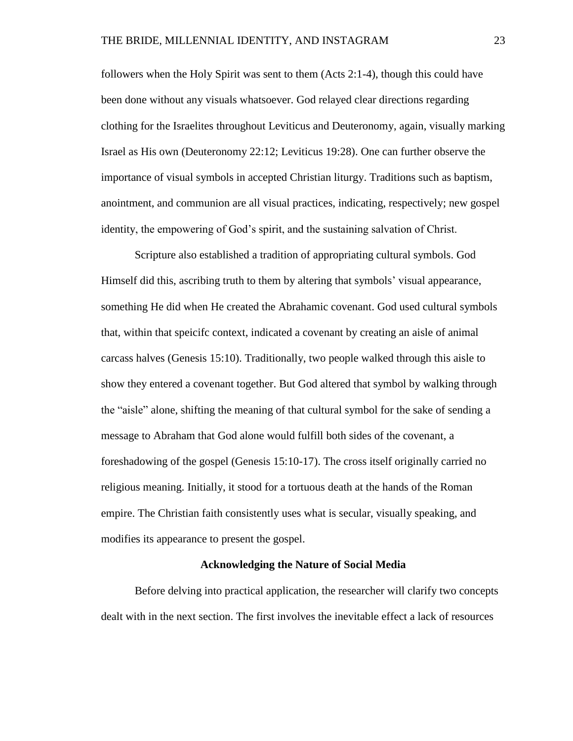followers when the Holy Spirit was sent to them (Acts 2:1-4), though this could have been done without any visuals whatsoever. God relayed clear directions regarding clothing for the Israelites throughout Leviticus and Deuteronomy, again, visually marking Israel as His own (Deuteronomy 22:12; Leviticus 19:28). One can further observe the importance of visual symbols in accepted Christian liturgy. Traditions such as baptism, anointment, and communion are all visual practices, indicating, respectively; new gospel identity, the empowering of God's spirit, and the sustaining salvation of Christ.

Scripture also established a tradition of appropriating cultural symbols. God Himself did this, ascribing truth to them by altering that symbols' visual appearance, something He did when He created the Abrahamic covenant. God used cultural symbols that, within that speicifc context, indicated a covenant by creating an aisle of animal carcass halves (Genesis 15:10). Traditionally, two people walked through this aisle to show they entered a covenant together. But God altered that symbol by walking through the "aisle" alone, shifting the meaning of that cultural symbol for the sake of sending a message to Abraham that God alone would fulfill both sides of the covenant, a foreshadowing of the gospel (Genesis 15:10-17). The cross itself originally carried no religious meaning. Initially, it stood for a tortuous death at the hands of the Roman empire. The Christian faith consistently uses what is secular, visually speaking, and modifies its appearance to present the gospel.

## Acknowledging the Nature of Social Media

Before delving into practical application, the researcher will clarify two concepts dealt with in the next section. The first involves the inevitable effect a lack of resources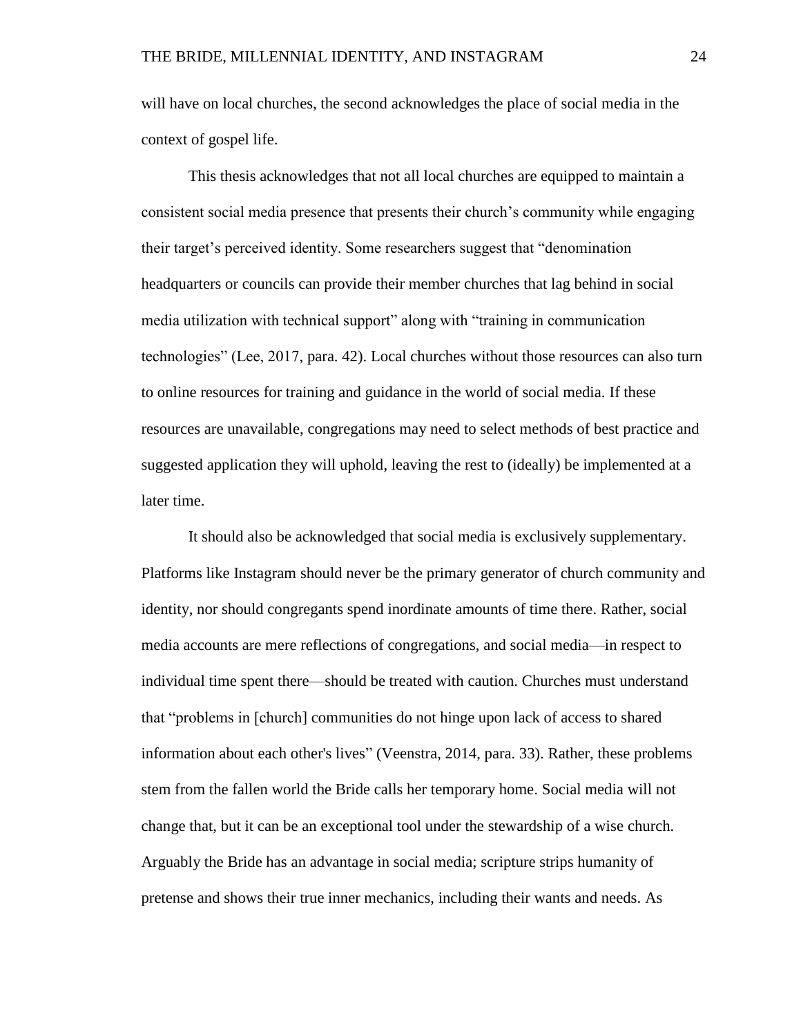will have on local churches, the second acknowledges the place of social media in the context of gospel life.

This thesis acknowledges that not all local churches are equipped to maintain a consistent social media presence that presents their church's community while engaging their target's perceived identity. Some researchers suggest that "denomination headquarters or councils can provide their member churches that lag behind in social media utilization with technical support" along with "training in communication technologies" (Lee, 2017, para. 42). Local churches without those resources can also turn to online resources for training and guidance in the world of social media. If these resources are unavailable, congregations may need to select methods of best practice and suggested application they will uphold, leaving the rest to (ideally) be implemented at a later time.

It should also be acknowledged that social media is exclusively supplementary. Platforms like Instagram should never be the primary generator of church community and identity, nor should congregants spend inordinate amounts of time there. Rather, social media accounts are mere reflections of congregations, and social media—in respect to individual time spent there—should be treated with caution. Churches must understand that "problems in [church] communities do not hinge upon lack of access to shared information about each other's lives" (Veenstra, 2014, para. 33). Rather, these problems stem from the fallen world the Bride calls her temporary home. Social media will not change that, but it can be an exceptional tool under the stewardship of a wise church. Arguably the Bride has an advantage in social media; scripture strips humanity of pretense and shows their true inner mechanics, including their wants and needs. As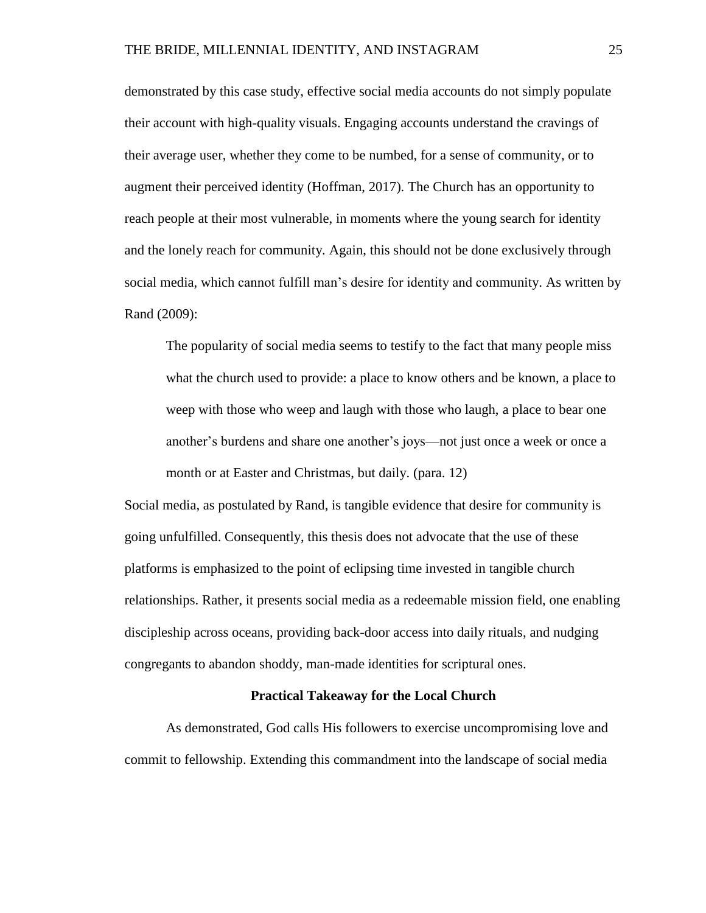demonstrated by this case study, effective social media accounts do not simply populate their account with high-quality visuals. Engaging accounts understand the cravings of their average user, whether they come to be numbed, for a sense of community, or to augment their perceived identity (Hoffman, 2017). The Church has an opportunity to reach people at their most vulnerable, in moments where the young search for identity and the lonely reach for community. Again, this should not be done exclusively through social media, which cannot fulfill man's desire for identity and community. As written by Rand (2009):

> The popularity of social media seems to testify to the fact that many people miss what the church used to provide: a place to know others and be known, a place to weep with those who weep and laugh with those who laugh, a place to bear one another's burdens and share one another's joys—not just once a week or once a month or at Easter and Christmas, but daily. (para. 12)

Social media, as postulated by Rand, is tangible evidence that desire for community is going unfulfilled. Consequently, this thesis does not advocate that the use of these platforms is emphasized to the point of eclipsing time invested in tangible church relationships. Rather, it presents social media as a redeemable mission field, one enabling discipleship across oceans, providing back-door access into daily rituals, and nudging congregants to abandon shoddy, man-made identities for scriptural ones.

## Practical Takeaway for the Local Church

As demonstrated, God calls His followers to exercise uncompromising love and commit to fellowship. Extending this commandment into the landscape of social media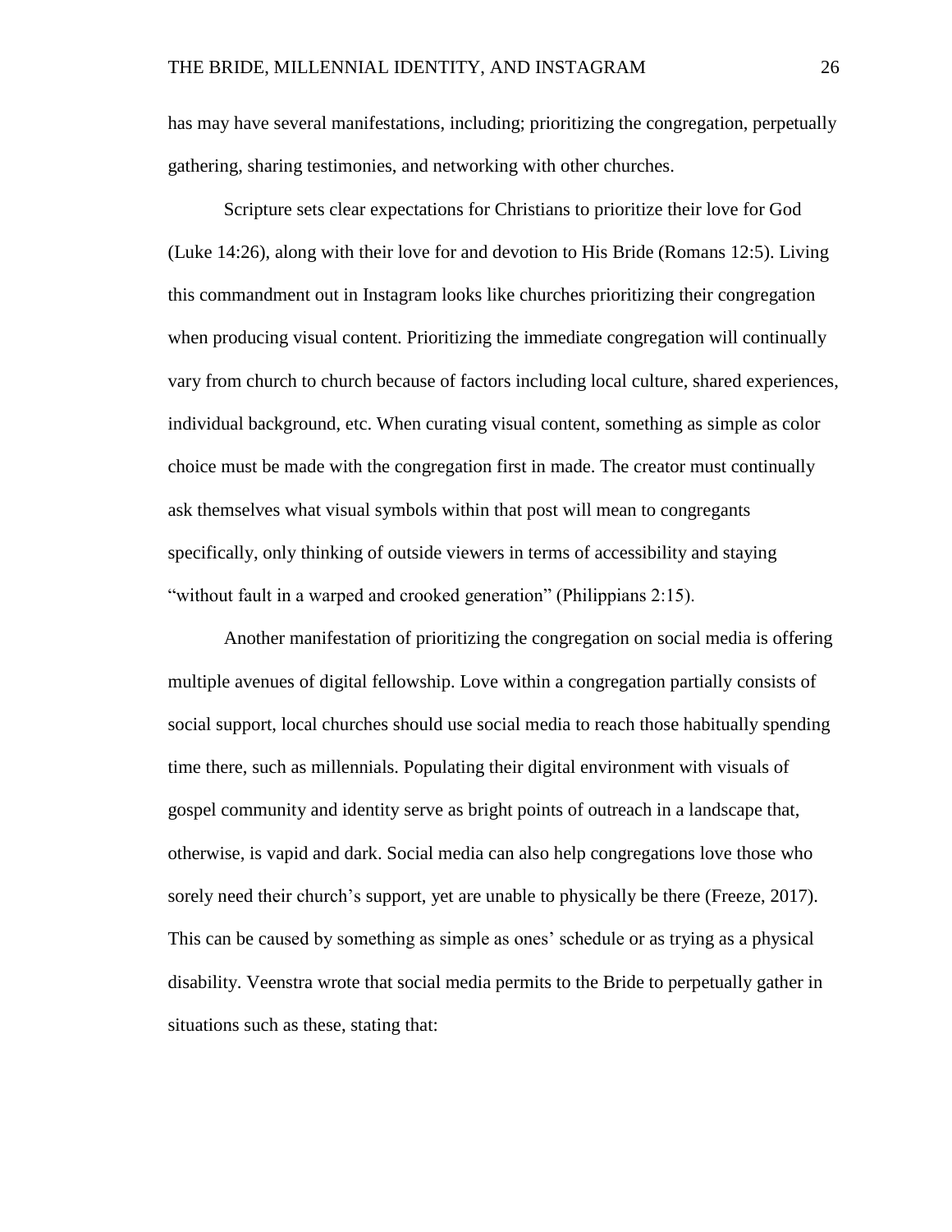has may have several manifestations, including; prioritizing the congregation, perpetually gathering, sharing testimonies, and networking with other churches.

Scripture sets clear expectations for Christians to prioritize their love for God (Luke 14:26), along with their love for and devotion to His Bride (Romans 12:5). Living this commandment out in Instagram looks like churches prioritizing their congregation when producing visual content. Prioritizing the immediate congregation will continually vary from church to church because of factors including local culture, shared experiences, individual background, etc. When curating visual content, something as simple as color choice must be made with the congregation first in made. The creator must continually ask themselves what visual symbols within that post will mean to congregants specifically, only thinking of outside viewers in terms of accessibility and staying "without fault in a warped and crooked generation" (Philippians 2:15).

Another manifestation of prioritizing the congregation on social media is offering multiple avenues of digital fellowship. Love within a congregation partially consists of social support, local churches should use social media to reach those habitually spending time there, such as millennials. Populating their digital environment with visuals of gospel community and identity serve as bright points of outreach in a landscape that, otherwise, is vapid and dark. Social media can also help congregations love those who sorely need their church's support, yet are unable to physically be there (Freeze, 2017). This can be caused by something as simple as ones' schedule or as trying as a physical disability. Veenstra wrote that social media permits to the Bride to perpetually gather in situations such as these, stating that: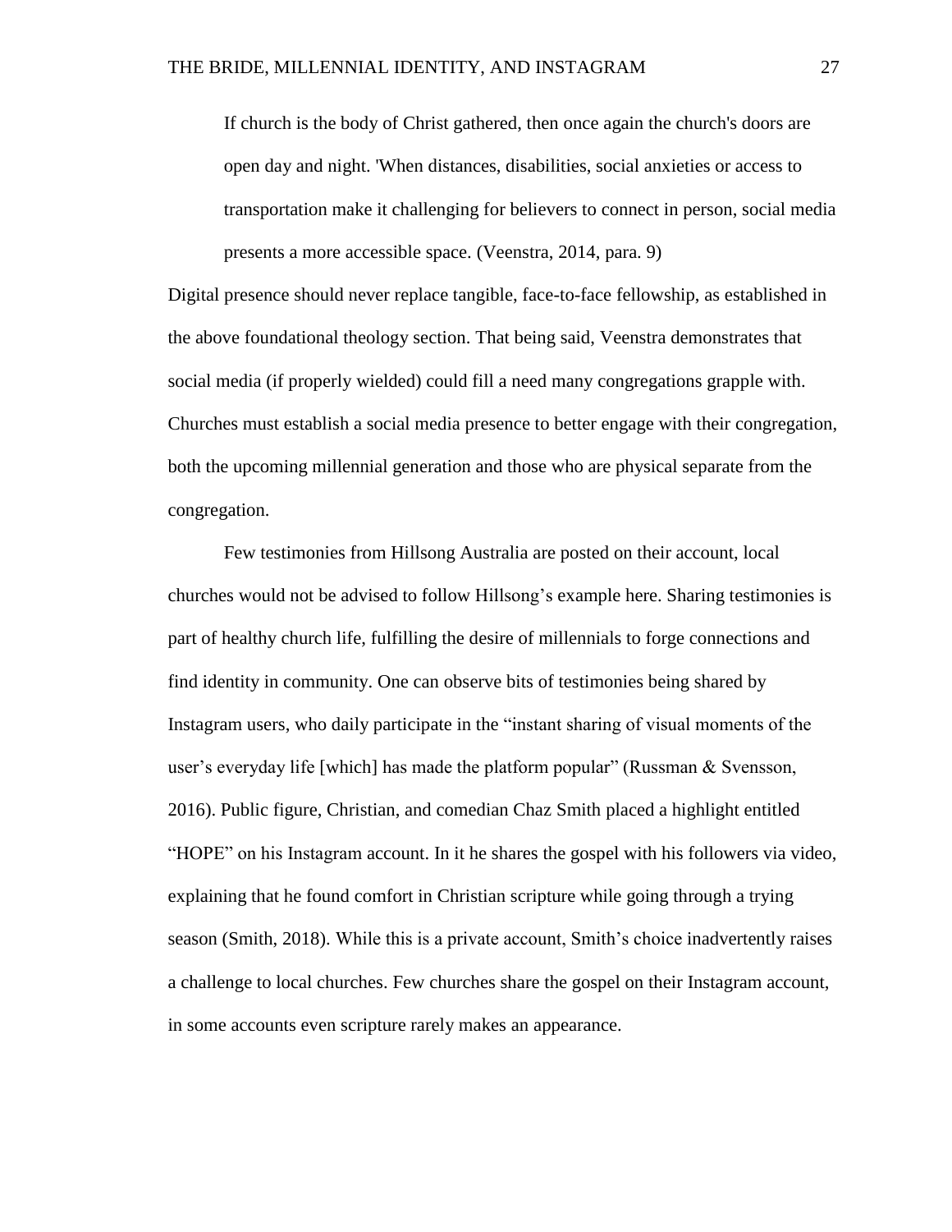> If church is the body of Christ gathered, then once again the church's doors are open day and night. 'When distances, disabilities, social anxieties or access to transportation make it challenging for believers to connect in person, social media presents a more accessible space. (Veenstra, 2014, para. 9)

Digital presence should never replace tangible, face-to-face fellowship, as established in the above foundational theology section. That being said, Veenstra demonstrates that social media (if properly wielded) could fill a need many congregations grapple with. Churches must establish a social media presence to better engage with their congregation, both the upcoming millennial generation and those who are physical separate from the congregation.

Few testimonies from Hillsong Australia are posted on their account, local churches would not be advised to follow Hillsong's example here. Sharing testimonies is part of healthy church life, fulfilling the desire of millennials to forge connections and find identity in community. One can observe bits of testimonies being shared by Instagram users, who daily participate in the "instant sharing of visual moments of the user's everyday life [which] has made the platform popular" (Russman & Svensson, 2016). Public figure, Christian, and comedian Chaz Smith placed a highlight entitled "HOPE" on his Instagram account. In it he shares the gospel with his followers via video, explaining that he found comfort in Christian scripture while going through a trying season (Smith, 2018). While this is a private account, Smith's choice inadvertently raises a challenge to local churches. Few churches share the gospel on their Instagram account, in some accounts even scripture rarely makes an appearance.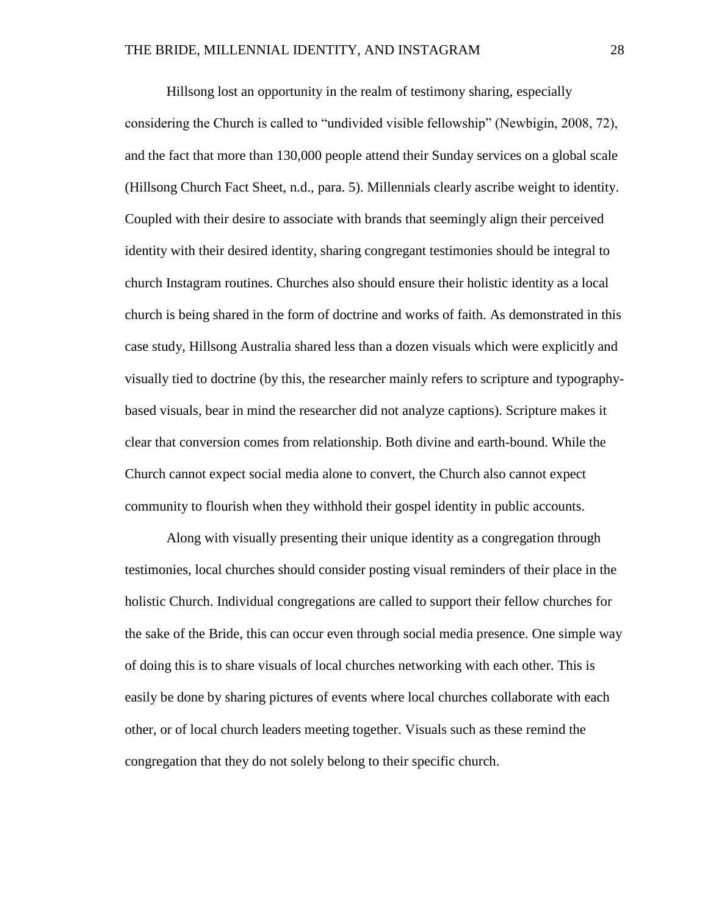Hillsong lost an opportunity in the realm of testimony sharing, especially considering the Church is called to "undivided visible fellowship" (Newbigin, 2008, 72), and the fact that more than 130,000 people attend their Sunday services on a global scale (Hillsong Church Fact Sheet, n.d., para. 5). Millennials clearly ascribe weight to identity. Coupled with their desire to associate with brands that seemingly align their perceived identity with their desired identity, sharing congregant testimonies should be integral to church Instagram routines. Churches also should ensure their holistic identity as a local church is being shared in the form of doctrine and works of faith. As demonstrated in this case study, Hillsong Australia shared less than a dozen visuals which were explicitly and visually tied to doctrine (by this, the researcher mainly refers to scripture and typography-based visuals, bear in mind the researcher did not analyze captions). Scripture makes it clear that conversion comes from relationship. Both divine and earth-bound. While the Church cannot expect social media alone to convert, the Church also cannot expect community to flourish when they withhold their gospel identity in public accounts.

Along with visually presenting their unique identity as a congregation through testimonies, local churches should consider posting visual reminders of their place in the holistic Church. Individual congregations are called to support their fellow churches for the sake of the Bride, this can occur even through social media presence. One simple way of doing this is to share visuals of local churches networking with each other. This is easily be done by sharing pictures of events where local churches collaborate with each other, or of local church leaders meeting together. Visuals such as these remind the congregation that they do not solely belong to their specific church.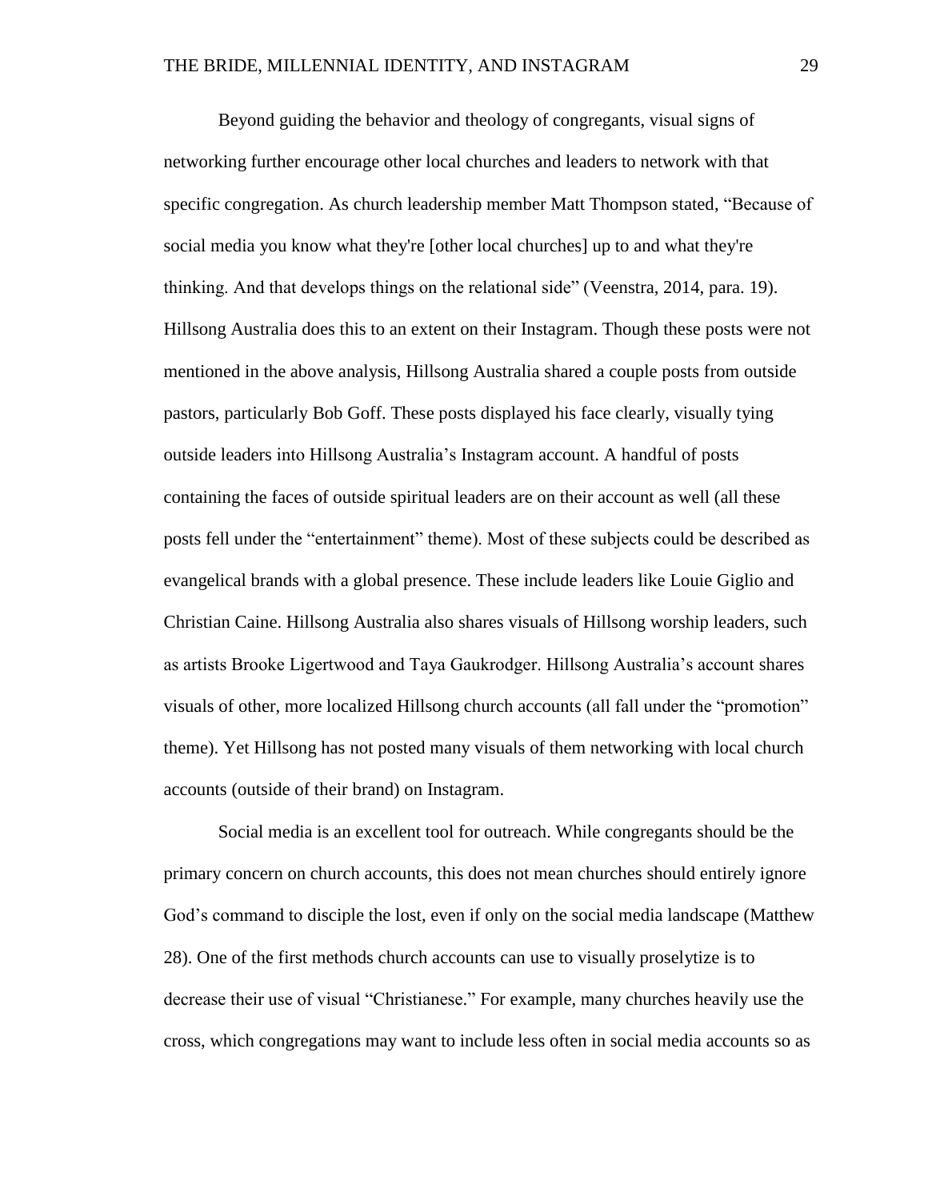Beyond guiding the behavior and theology of congregants, visual signs of networking further encourage other local churches and leaders to network with that specific congregation. As church leadership member Matt Thompson stated, "Because of social media you know what they're [other local churches] up to and what they're thinking. And that develops things on the relational side" (Veenstra, 2014, para. 19). Hillsong Australia does this to an extent on their Instagram. Though these posts were not mentioned in the above analysis, Hillsong Australia shared a couple posts from outside pastors, particularly Bob Goff. These posts displayed his face clearly, visually tying outside leaders into Hillsong Australia's Instagram account. A handful of posts containing the faces of outside spiritual leaders are on their account as well (all these posts fell under the "entertainment" theme). Most of these subjects could be described as evangelical brands with a global presence. These include leaders like Louie Giglio and Christian Caine. Hillsong Australia also shares visuals of Hillsong worship leaders, such as artists Brooke Ligertwood and Taya Gaukrodger. Hillsong Australia's account shares visuals of other, more localized Hillsong church accounts (all fall under the "promotion" theme). Yet Hillsong has not posted many visuals of them networking with local church accounts (outside of their brand) on Instagram.

Social media is an excellent tool for outreach. While congregants should be the primary concern on church accounts, this does not mean churches should entirely ignore God's command to disciple the lost, even if only on the social media landscape (Matthew 28). One of the first methods church accounts can use to visually proselytize is to decrease their use of visual "Christianese." For example, many churches heavily use the cross, which congregations may want to include less often in social media accounts so as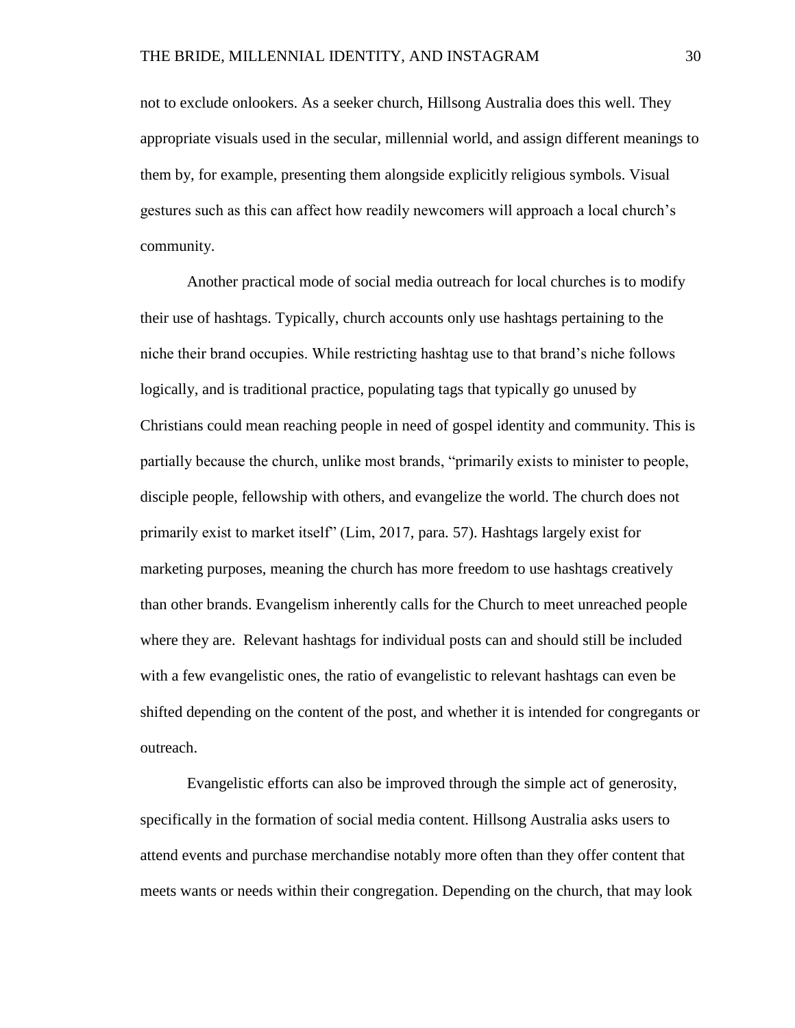not to exclude onlookers. As a seeker church, Hillsong Australia does this well. They appropriate visuals used in the secular, millennial world, and assign different meanings to them by, for example, presenting them alongside explicitly religious symbols. Visual gestures such as this can affect how readily newcomers will approach a local church's community.

Another practical mode of social media outreach for local churches is to modify their use of hashtags. Typically, church accounts only use hashtags pertaining to the niche their brand occupies. While restricting hashtag use to that brand's niche follows logically, and is traditional practice, populating tags that typically go unused by Christians could mean reaching people in need of gospel identity and community. This is partially because the church, unlike most brands, "primarily exists to minister to people, disciple people, fellowship with others, and evangelize the world. The church does not primarily exist to market itself" (Lim, 2017, para. 57). Hashtags largely exist for marketing purposes, meaning the church has more freedom to use hashtags creatively than other brands. Evangelism inherently calls for the Church to meet unreached people where they are. Relevant hashtags for individual posts can and should still be included with a few evangelistic ones, the ratio of evangelistic to relevant hashtags can even be shifted depending on the content of the post, and whether it is intended for congregants or outreach.

Evangelistic efforts can also be improved through the simple act of generosity, specifically in the formation of social media content. Hillsong Australia asks users to attend events and purchase merchandise notably more often than they offer content that meets wants or needs within their congregation. Depending on the church, that may look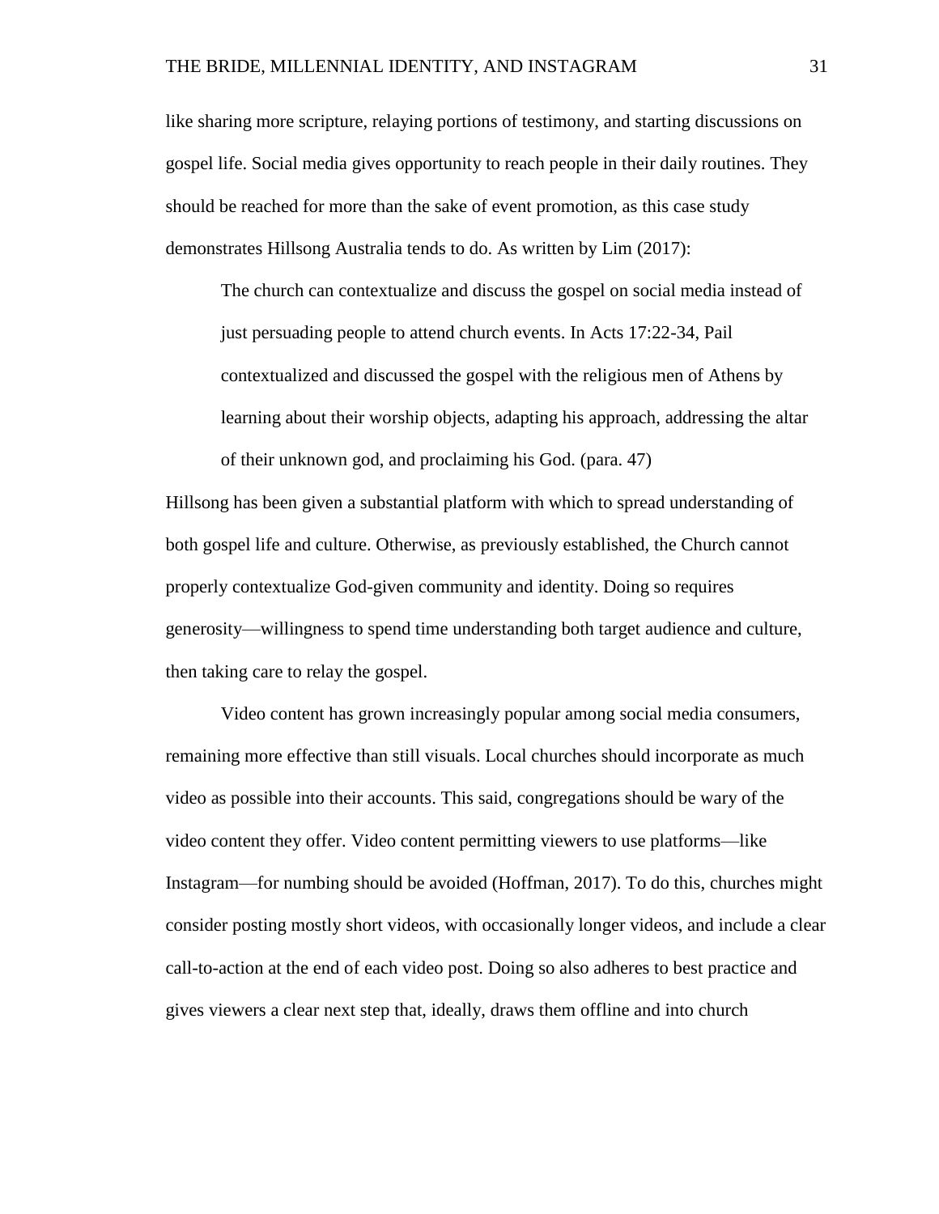like sharing more scripture, relaying portions of testimony, and starting discussions on gospel life. Social media gives opportunity to reach people in their daily routines. They should be reached for more than the sake of event promotion, as this case study demonstrates Hillsong Australia tends to do. As written by Lim (2017):

> The church can contextualize and discuss the gospel on social media instead of just persuading people to attend church events. In Acts 17:22-34, Pail contextualized and discussed the gospel with the religious men of Athens by learning about their worship objects, adapting his approach, addressing the altar of their unknown god, and proclaiming his God. (para. 47)

Hillsong has been given a substantial platform with which to spread understanding of both gospel life and culture. Otherwise, as previously established, the Church cannot properly contextualize God-given community and identity. Doing so requires generosity—willingness to spend time understanding both target audience and culture, then taking care to relay the gospel.

Video content has grown increasingly popular among social media consumers, remaining more effective than still visuals. Local churches should incorporate as much video as possible into their accounts. This said, congregations should be wary of the video content they offer. Video content permitting viewers to use platforms—like Instagram—for numbing should be avoided (Hoffman, 2017). To do this, churches might consider posting mostly short videos, with occasionally longer videos, and include a clear call-to-action at the end of each video post. Doing so also adheres to best practice and gives viewers a clear next step that, ideally, draws them offline and into church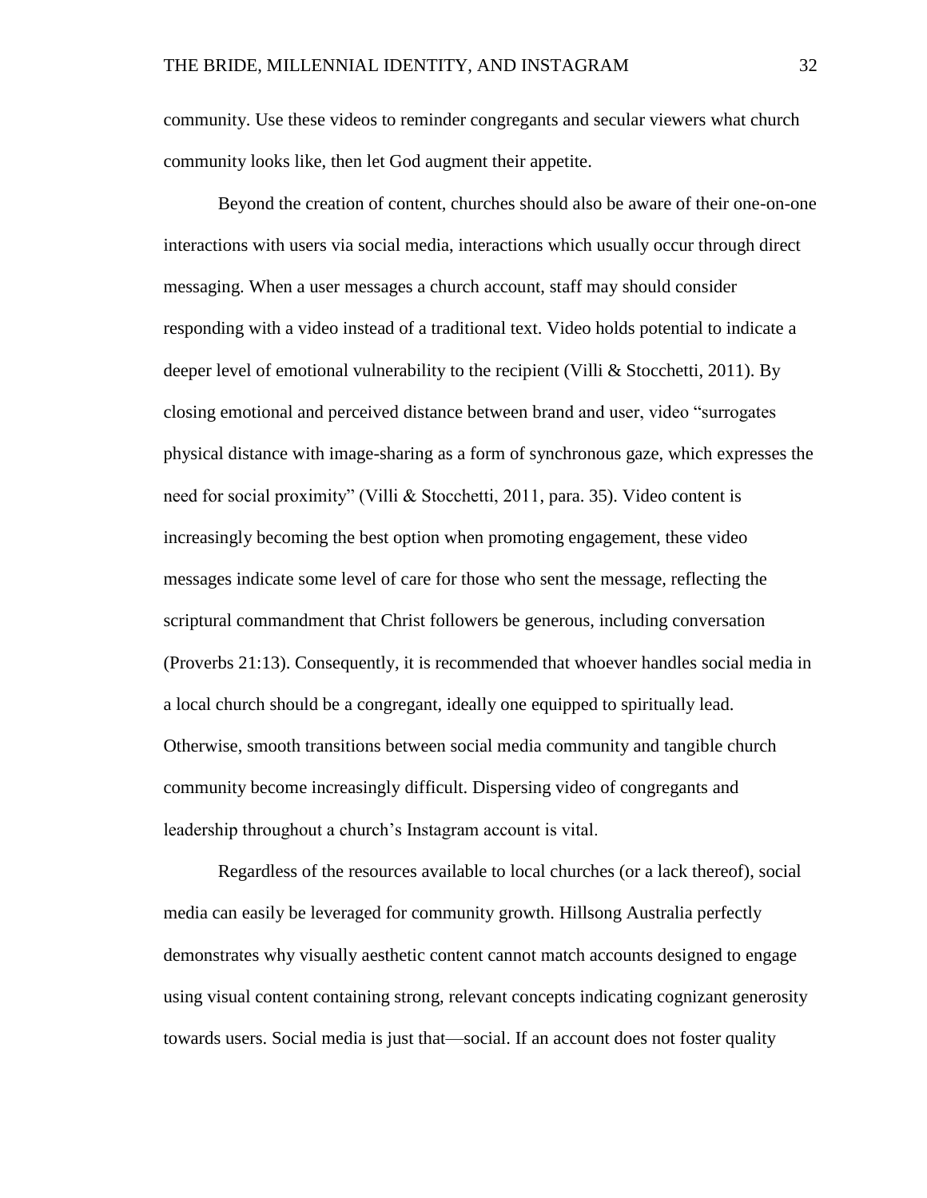community. Use these videos to reminder congregants and secular viewers what church community looks like, then let God augment their appetite.

Beyond the creation of content, churches should also be aware of their one-on-one interactions with users via social media, interactions which usually occur through direct messaging. When a user messages a church account, staff may should consider responding with a video instead of a traditional text. Video holds potential to indicate a deeper level of emotional vulnerability to the recipient (Villi & Stocchetti, 2011). By closing emotional and perceived distance between brand and user, video "surrogates physical distance with image-sharing as a form of synchronous gaze, which expresses the need for social proximity" (Villi & Stocchetti, 2011, para. 35). Video content is increasingly becoming the best option when promoting engagement, these video messages indicate some level of care for those who sent the message, reflecting the scriptural commandment that Christ followers be generous, including conversation (Proverbs 21:13). Consequently, it is recommended that whoever handles social media in a local church should be a congregant, ideally one equipped to spiritually lead. Otherwise, smooth transitions between social media community and tangible church community become increasingly difficult. Dispersing video of congregants and leadership throughout a church's Instagram account is vital.

Regardless of the resources available to local churches (or a lack thereof), social media can easily be leveraged for community growth. Hillsong Australia perfectly demonstrates why visually aesthetic content cannot match accounts designed to engage using visual content containing strong, relevant concepts indicating cognizant generosity towards users. Social media is just that—social. If an account does not foster quality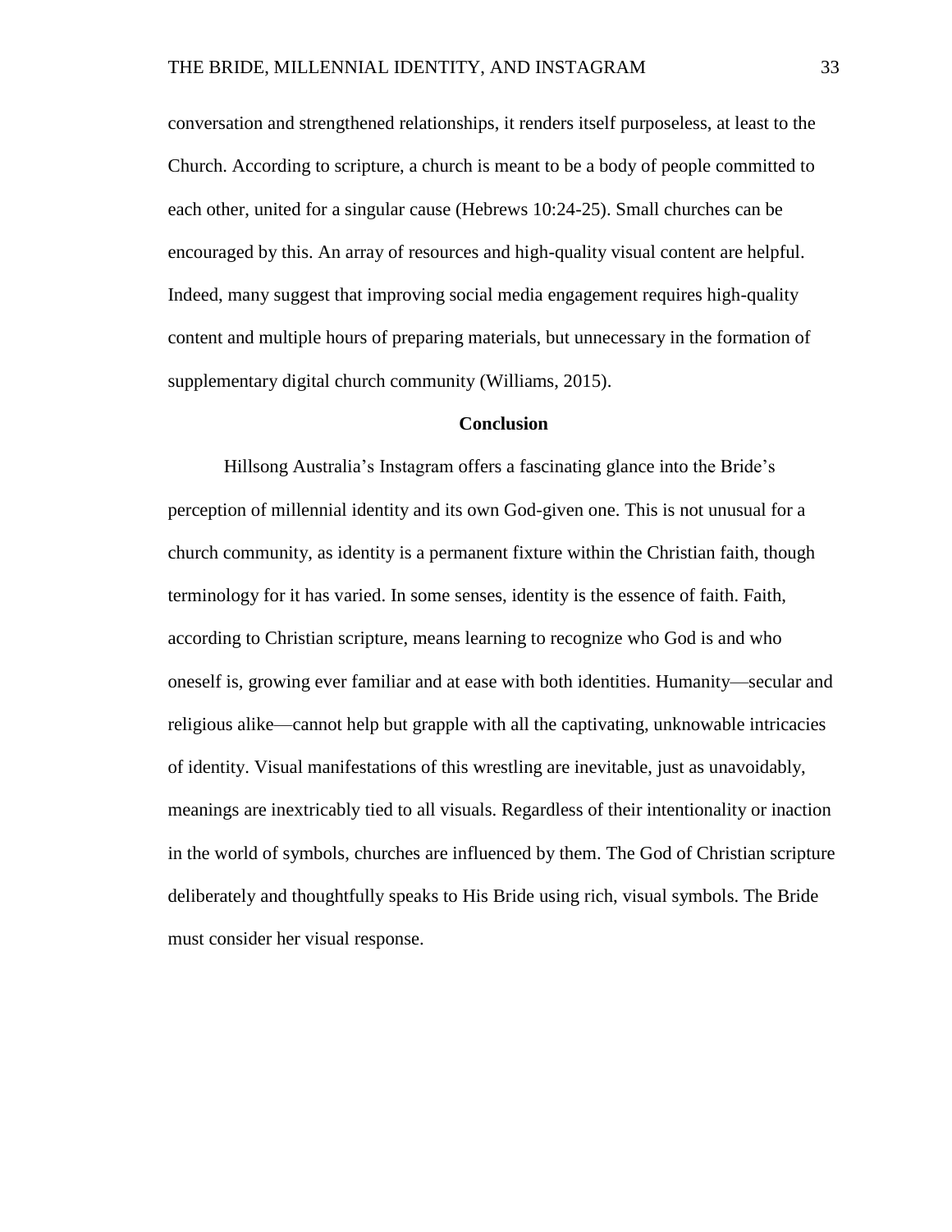conversation and strengthened relationships, it renders itself purposeless, at least to the Church. According to scripture, a church is meant to be a body of people committed to each other, united for a singular cause (Hebrews 10:24-25). Small churches can be encouraged by this. An array of resources and high-quality visual content are helpful. Indeed, many suggest that improving social media engagement requires high-quality content and multiple hours of preparing materials, but unnecessary in the formation of supplementary digital church community (Williams, 2015).

## Conclusion

Hillsong Australia's Instagram offers a fascinating glance into the Bride's perception of millennial identity and its own God-given one. This is not unusual for a church community, as identity is a permanent fixture within the Christian faith, though terminology for it has varied. In some senses, identity is the essence of faith. Faith, according to Christian scripture, means learning to recognize who God is and who oneself is, growing ever familiar and at ease with both identities. Humanity—secular and religious alike—cannot help but grapple with all the captivating, unknowable intricacies of identity. Visual manifestations of this wrestling are inevitable, just as unavoidably, meanings are inextricably tied to all visuals. Regardless of their intentionality or inaction in the world of symbols, churches are influenced by them. The God of Christian scripture deliberately and thoughtfully speaks to His Bride using rich, visual symbols. The Bride must consider her visual response.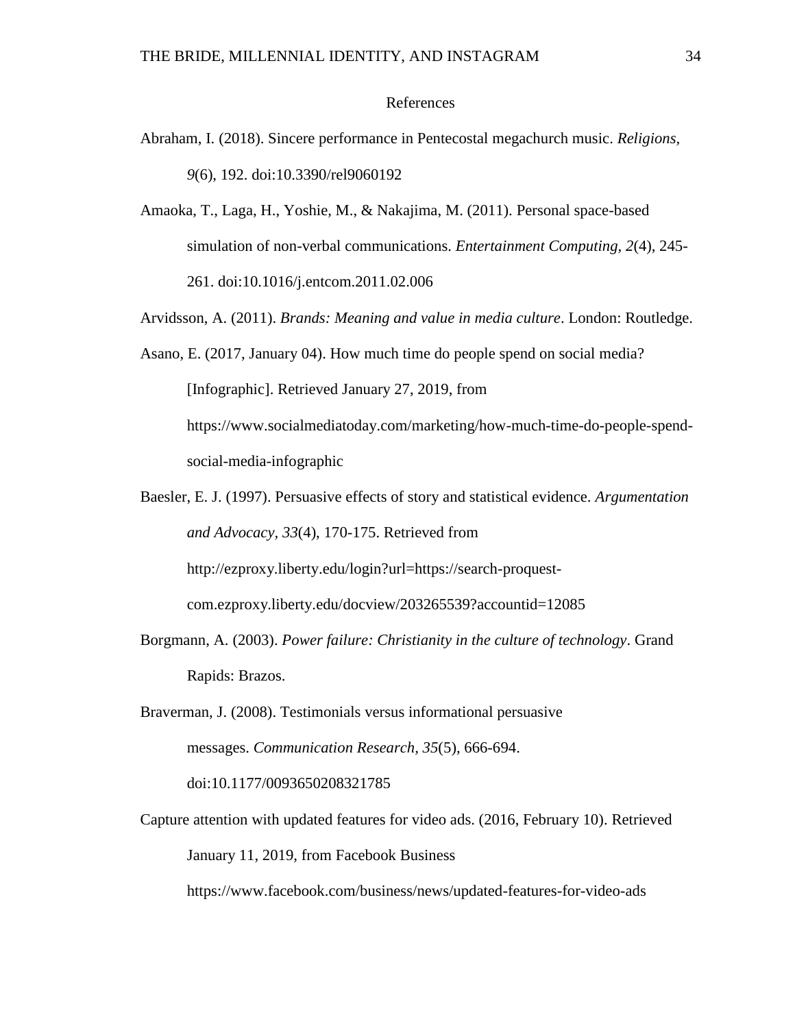# References

Abraham, I. (2018). Sincere performance in Pentecostal megachurch music. *Religions, 9*(6), 192. doi:10.3390/rel9060192

Amaoka, T., Laga, H., Yoshie, M., & Nakajima, M. (2011). Personal space-based simulation of non-verbal communications. *Entertainment Computing, 2*(4), 245-261. doi:10.1016/j.entcom.2011.02.006

Arvidsson, A. (2011). *Brands: Meaning and value in media culture*. London: Routledge.

Asano, E. (2017, January 04). How much time do people spend on social media? [Infographic]. Retrieved January 27, 2019, from https://www.socialmediatoday.com/marketing/how-much-time-do-people-spend-social-media-infographic

Baesler, E. J. (1997). Persuasive effects of story and statistical evidence. *Argumentation and Advocacy, 33*(4), 170-175. Retrieved from http://ezproxy.liberty.edu/login?url=https://search-proquest-com.ezproxy.liberty.edu/docview/203265539?accountid=12085

Borgmann, A. (2003). *Power failure: Christianity in the culture of technology*. Grand Rapids: Brazos.

Braverman, J. (2008). Testimonials versus informational persuasive messages. *Communication Research, 35*(5), 666-694. doi:10.1177/0093650208321785

Capture attention with updated features for video ads. (2016, February 10). Retrieved January 11, 2019, from Facebook Business https://www.facebook.com/business/news/updated-features-for-video-ads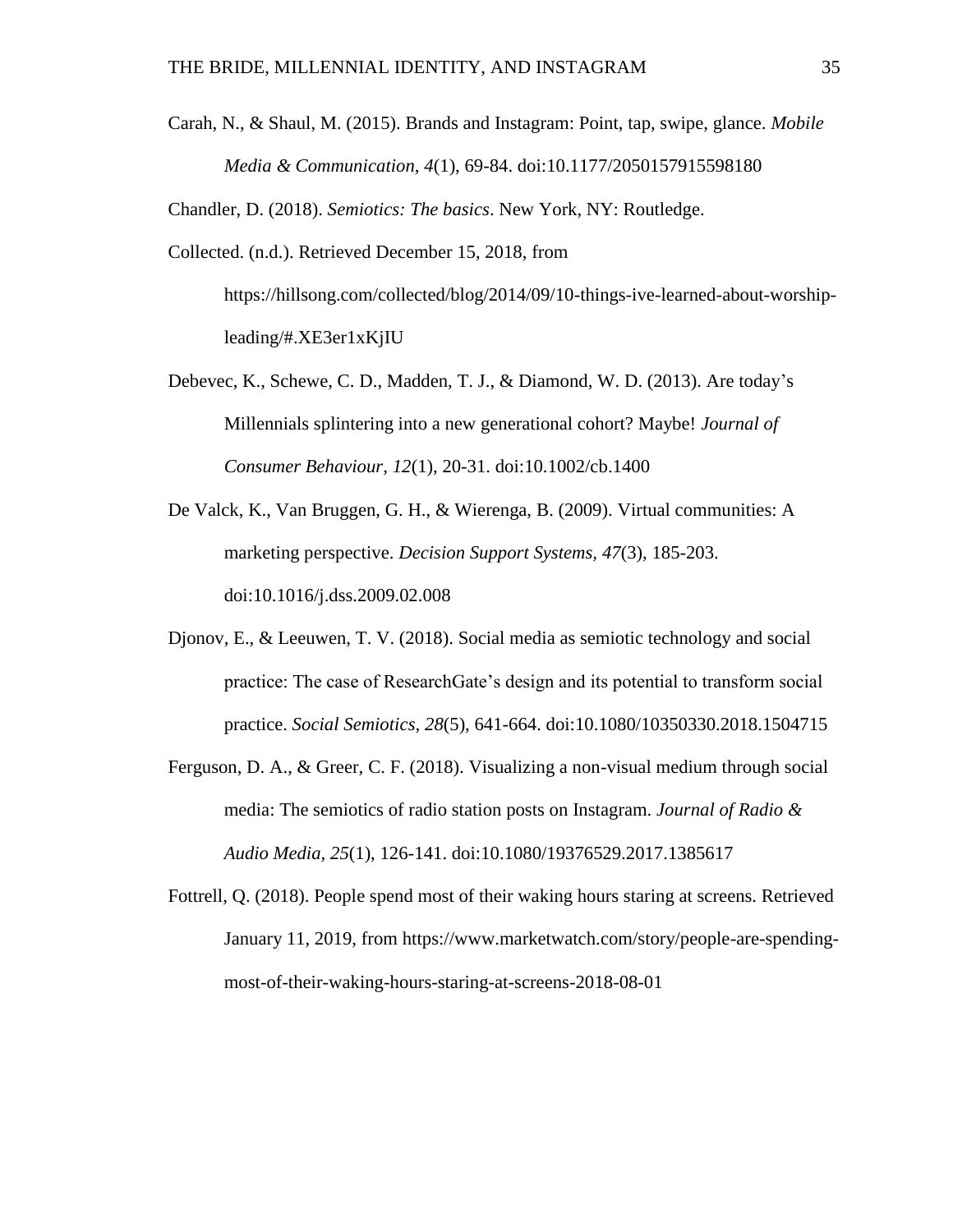Carah, N., & Shaul, M. (2015). Brands and Instagram: Point, tap, swipe, glance. *Mobile Media & Communication, 4*(1), 69-84. doi:10.1177/2050157915598180

Chandler, D. (2018). *Semiotics: The basics*. New York, NY: Routledge.

Collected. (n.d.). Retrieved December 15, 2018, from https://hillsong.com/collected/blog/2014/09/10-things-ive-learned-about-worship-leading/#.XE3er1xKjIU

Debevec, K., Schewe, C. D., Madden, T. J., & Diamond, W. D. (2013). Are today's Millennials splintering into a new generational cohort? Maybe! *Journal of Consumer Behaviour, 12*(1), 20-31. doi:10.1002/cb.1400

De Valck, K., Van Bruggen, G. H., & Wierenga, B. (2009). Virtual communities: A marketing perspective. *Decision Support Systems, 47*(3), 185-203. doi:10.1016/j.dss.2009.02.008

Djonov, E., & Leeuwen, T. V. (2018). Social media as semiotic technology and social practice: The case of ResearchGate's design and its potential to transform social practice. *Social Semiotics, 28*(5), 641-664. doi:10.1080/10350330.2018.1504715

Ferguson, D. A., & Greer, C. F. (2018). Visualizing a non-visual medium through social media: The semiotics of radio station posts on Instagram. *Journal of Radio & Audio Media, 25*(1), 126-141. doi:10.1080/19376529.2017.1385617

Fottrell, Q. (2018). People spend most of their waking hours staring at screens. Retrieved January 11, 2019, from https://www.marketwatch.com/story/people-are-spending-most-of-their-waking-hours-staring-at-screens-2018-08-01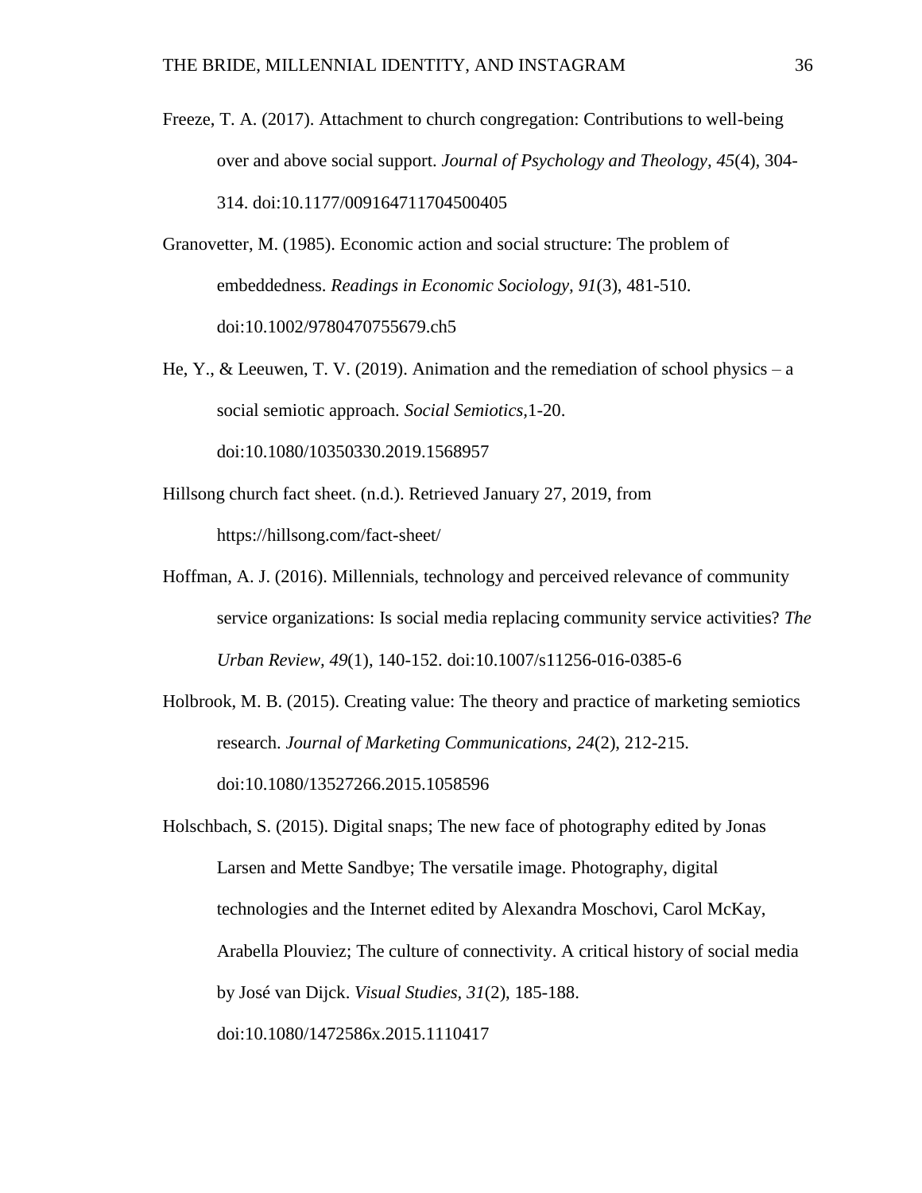Freeze, T. A. (2017). Attachment to church congregation: Contributions to well-being over and above social support. *Journal of Psychology and Theology, 45*(4), 304-314. doi:10.1177/009164711704500405

Granovetter, M. (1985). Economic action and social structure: The problem of embeddedness. *Readings in Economic Sociology, 91*(3), 481-510. doi:10.1002/9780470755679.ch5

He, Y., & Leeuwen, T. V. (2019). Animation and the remediation of school physics – a social semiotic approach. *Social Semiotics,*1-20. doi:10.1080/10350330.2019.1568957

Hillsong church fact sheet. (n.d.). Retrieved January 27, 2019, from https://hillsong.com/fact-sheet/

Hoffman, A. J. (2016). Millennials, technology and perceived relevance of community service organizations: Is social media replacing community service activities? *The Urban Review, 49*(1), 140-152. doi:10.1007/s11256-016-0385-6

Holbrook, M. B. (2015). Creating value: The theory and practice of marketing semiotics research. *Journal of Marketing Communications*, *24*(2), 212-215. doi:10.1080/13527266.2015.1058596

Holschbach, S. (2015). Digital snaps; The new face of photography edited by Jonas Larsen and Mette Sandbye; The versatile image. Photography, digital technologies and the Internet edited by Alexandra Moschovi, Carol McKay, Arabella Plouviez; The culture of connectivity. A critical history of social media by José van Dijck. *Visual Studies*, *31*(2), 185-188. doi:10.1080/1472586x.2015.1110417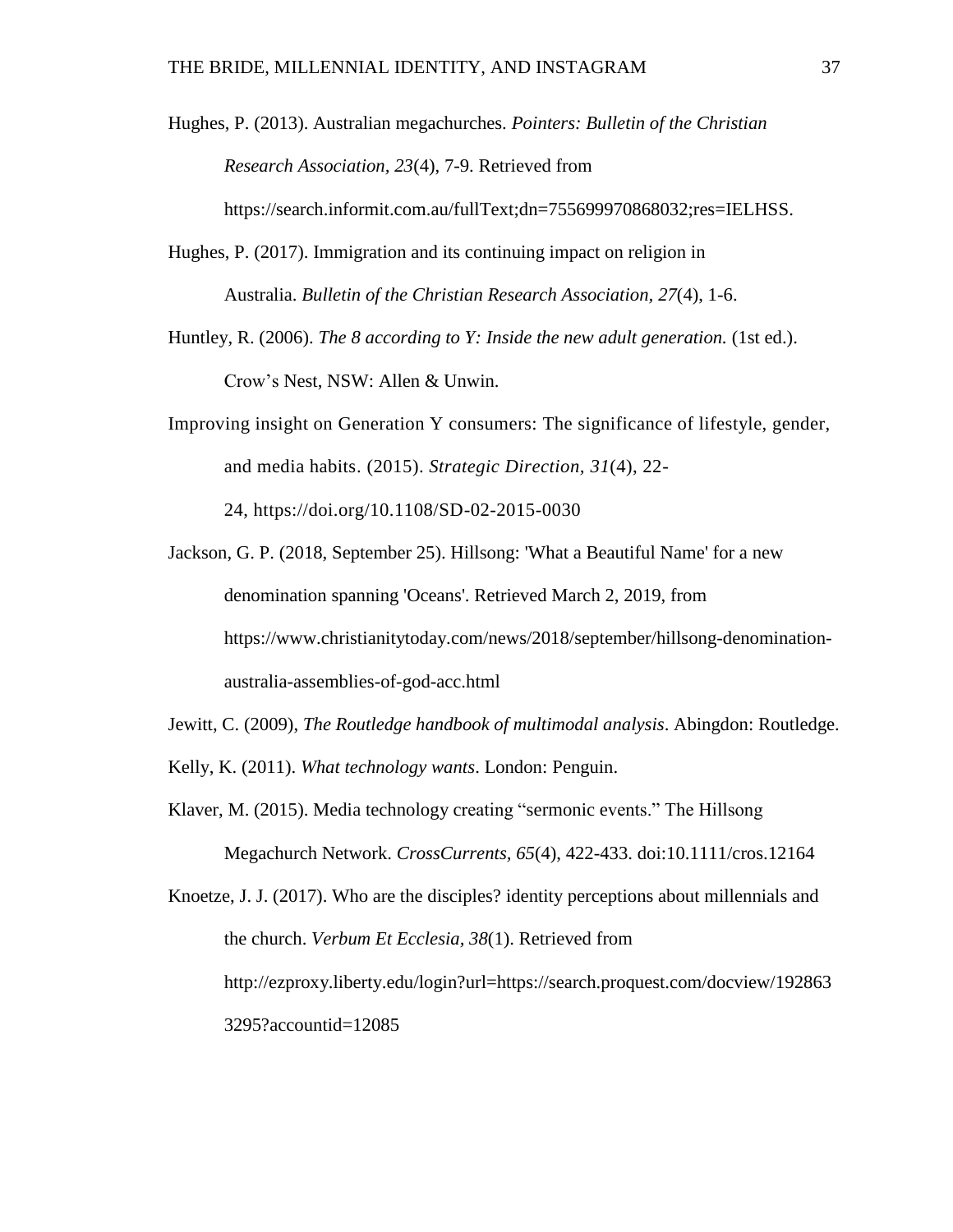Hughes, P. (2013). Australian megachurches. *Pointers: Bulletin of the Christian Research Association, 23*(4), 7-9. Retrieved from https://search.informit.com.au/fullText;dn=755699970868032;res=IELHSS.

Hughes, P. (2017). Immigration and its continuing impact on religion in Australia. *Bulletin of the Christian Research Association, 27*(4), 1-6.

Huntley, R. (2006). *The 8 according to Y: Inside the new adult generation.* (1st ed.). Crow's Nest, NSW: Allen & Unwin.

Improving insight on Generation Y consumers: The significance of lifestyle, gender, and media habits. (2015). *Strategic Direction, 31*(4), 22-24, https://doi.org/10.1108/SD-02-2015-0030

Jackson, G. P. (2018, September 25). Hillsong: 'What a Beautiful Name' for a new denomination spanning 'Oceans'. Retrieved March 2, 2019, from https://www.christianitytoday.com/news/2018/september/hillsong-denomination-australia-assemblies-of-god-acc.html

Jewitt, C. (2009), *The Routledge handbook of multimodal analysis*. Abingdon: Routledge.

Kelly, K. (2011). *What technology wants*. London: Penguin.

Klaver, M. (2015). Media technology creating "sermonic events." The Hillsong Megachurch Network. *CrossCurrents, 65*(4), 422-433. doi:10.1111/cros.12164

Knoetze, J. J. (2017). Who are the disciples? identity perceptions about millennials and the church. *Verbum Et Ecclesia, 38*(1). Retrieved from http://ezproxy.liberty.edu/login?url=https://search.proquest.com/docview/1928633295?accountid=12085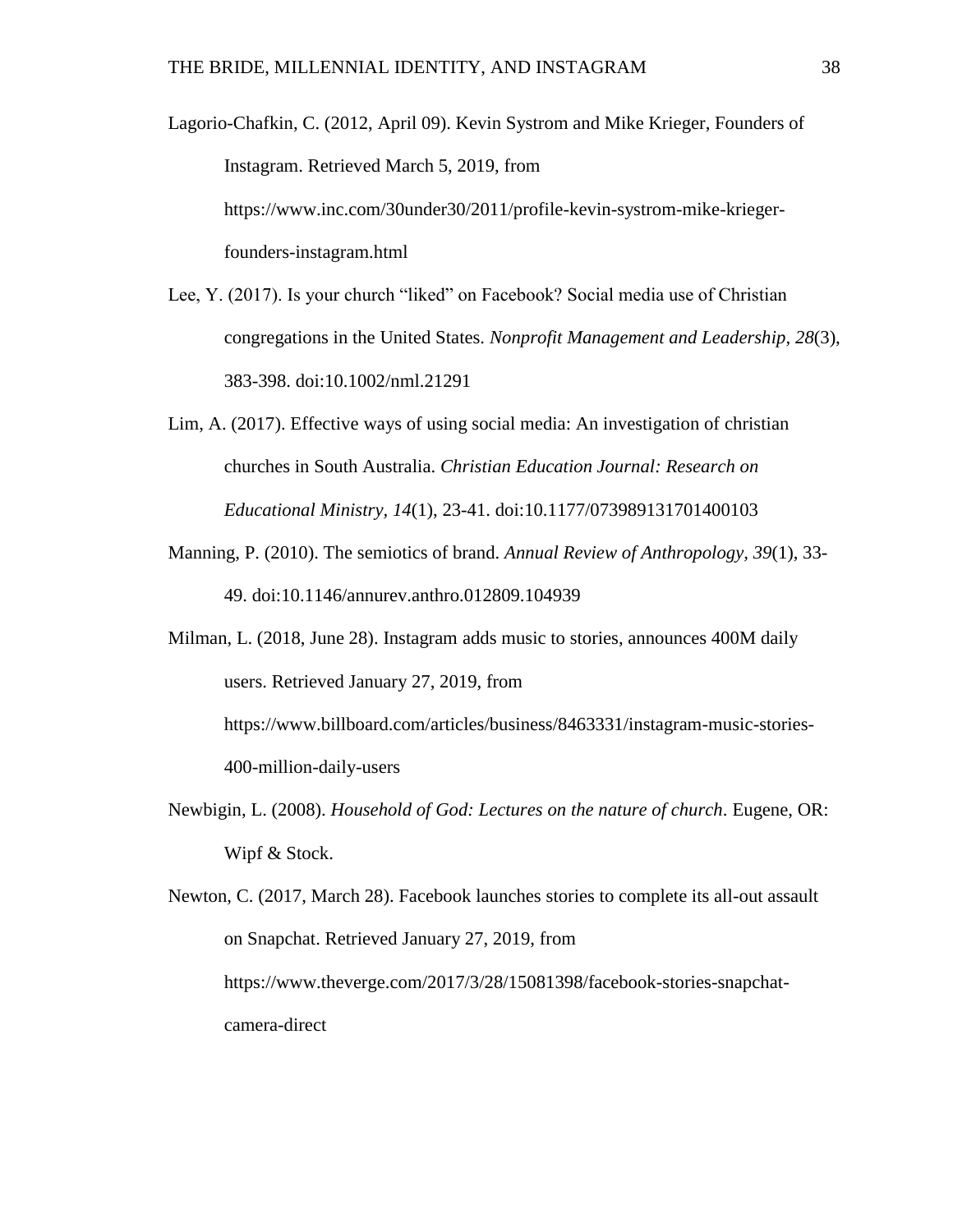Lagorio-Chafkin, C. (2012, April 09). Kevin Systrom and Mike Krieger, Founders of Instagram. Retrieved March 5, 2019, from https://www.inc.com/30under30/2011/profile-kevin-systrom-mike-krieger-founders-instagram.html

Lee, Y. (2017). Is your church "liked" on Facebook? Social media use of Christian congregations in the United States. *Nonprofit Management and Leadership*, *28*(3), 383-398. doi:10.1002/nml.21291

Lim, A. (2017). Effective ways of using social media: An investigation of christian churches in South Australia. *Christian Education Journal: Research on Educational Ministry*, *14*(1), 23-41. doi:10.1177/073989131701400103

Manning, P. (2010). The semiotics of brand. *Annual Review of Anthropology, 39*(1), 33-49. doi:10.1146/annurev.anthro.012809.104939

Milman, L. (2018, June 28). Instagram adds music to stories, announces 400M daily users. Retrieved January 27, 2019, from https://www.billboard.com/articles/business/8463331/instagram-music-stories-400-million-daily-users

Newbigin, L. (2008). *Household of God: Lectures on the nature of church*. Eugene, OR: Wipf & Stock.

Newton, C. (2017, March 28). Facebook launches stories to complete its all-out assault on Snapchat. Retrieved January 27, 2019, from https://www.theverge.com/2017/3/28/15081398/facebook-stories-snapchat-camera-direct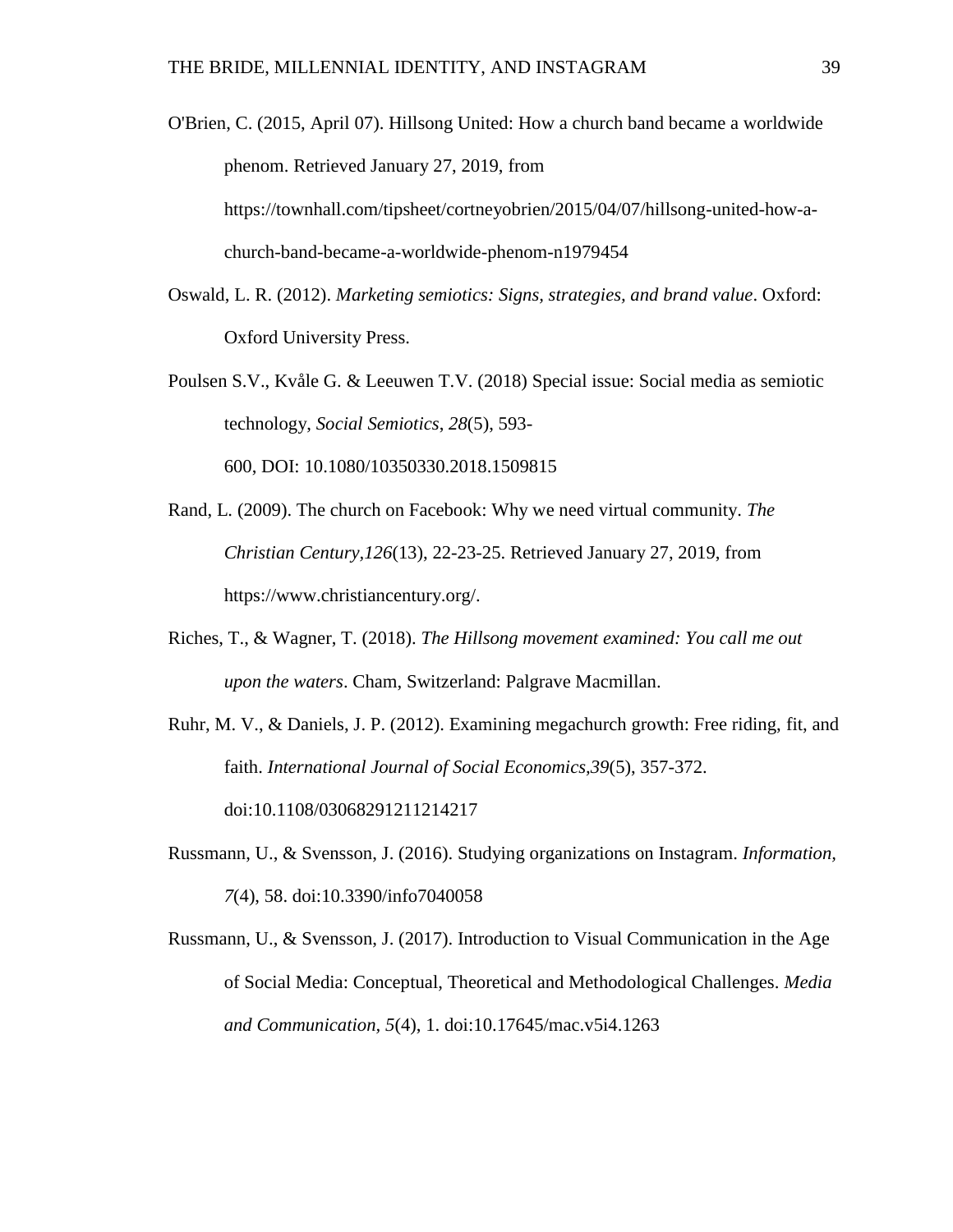O'Brien, C. (2015, April 07). Hillsong United: How a church band became a worldwide phenom. Retrieved January 27, 2019, from https://townhall.com/tipsheet/cortneyobrien/2015/04/07/hillsong-united-how-a-church-band-became-a-worldwide-phenom-n1979454

Oswald, L. R. (2012). *Marketing semiotics: Signs, strategies, and brand value*. Oxford: Oxford University Press.

Poulsen S.V., Kvåle G. & Leeuwen T.V. (2018) Special issue: Social media as semiotic technology, *Social Semiotics*, *28*(5), 593-600, DOI: 10.1080/10350330.2018.1509815

Rand, L. (2009). The church on Facebook: Why we need virtual community. *The Christian Century,126*(13), 22-23-25. Retrieved January 27, 2019, from https://www.christiancentury.org/.

Riches, T., & Wagner, T. (2018). *The Hillsong movement examined: You call me out upon the waters*. Cham, Switzerland: Palgrave Macmillan.

Ruhr, M. V., & Daniels, J. P. (2012). Examining megachurch growth: Free riding, fit, and faith. *International Journal of Social Economics,39*(5), 357-372. doi:10.1108/03068291211214217

Russmann, U., & Svensson, J. (2016). Studying organizations on Instagram. *Information, 7*(4), 58. doi:10.3390/info7040058

Russmann, U., & Svensson, J. (2017). Introduction to Visual Communication in the Age of Social Media: Conceptual, Theoretical and Methodological Challenges. *Media and Communication, 5*(4), 1. doi:10.17645/mac.v5i4.1263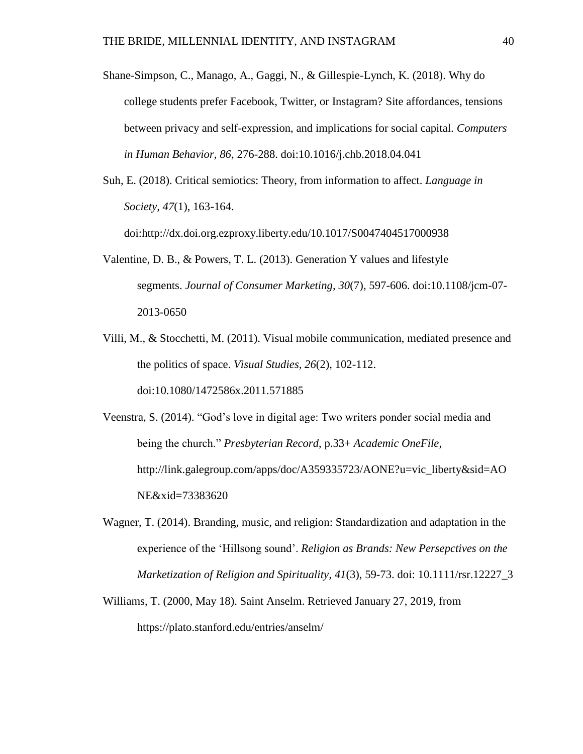Shane-Simpson, C., Manago, A., Gaggi, N., & Gillespie-Lynch, K. (2018). Why do college students prefer Facebook, Twitter, or Instagram? Site affordances, tensions between privacy and self-expression, and implications for social capital. *Computers in Human Behavior, 86*, 276-288. doi:10.1016/j.chb.2018.04.041

Suh, E. (2018). Critical semiotics: Theory, from information to affect. *Language in Society, 47*(1), 163-164. doi:http://dx.doi.org.ezproxy.liberty.edu/10.1017/S0047404517000938

Valentine, D. B., & Powers, T. L. (2013). Generation Y values and lifestyle segments. *Journal of Consumer Marketing, 30*(7), 597-606. doi:10.1108/jcm-07-2013-0650

Villi, M., & Stocchetti, M. (2011). Visual mobile communication, mediated presence and the politics of space. *Visual Studies, 26*(2), 102-112. doi:10.1080/1472586x.2011.571885

Veenstra, S. (2014). "God's love in digital age: Two writers ponder social media and being the church." *Presbyterian Record*, p.33+ *Academic OneFile*, http://link.galegroup.com/apps/doc/A359335723/AONE?u=vic_liberty&sid=AONE&xid=73383620

Wagner, T. (2014). Branding, music, and religion: Standardization and adaptation in the experience of the 'Hillsong sound'. *Religion as Brands: New Persepctives on the Marketization of Religion and Spirituality, 41*(3), 59-73. doi: 10.1111/rsr.12227_3

Williams, T. (2000, May 18). Saint Anselm. Retrieved January 27, 2019, from https://plato.stanford.edu/entries/anselm/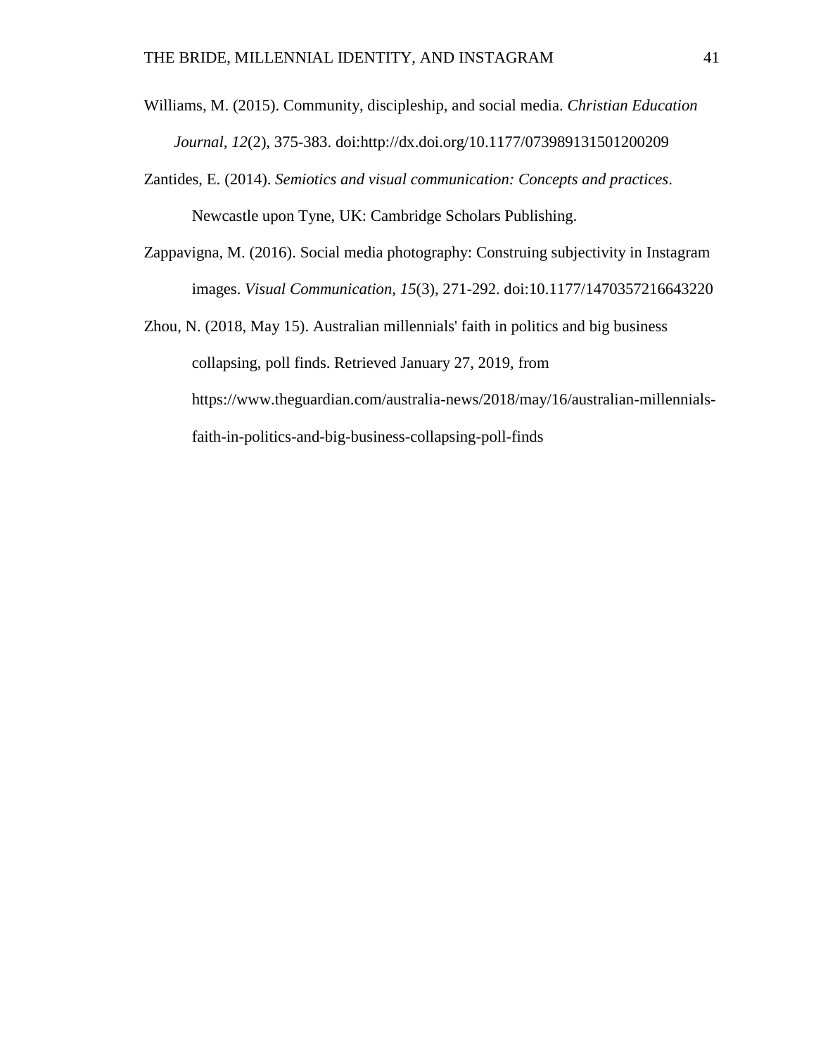Williams, M. (2015). Community, discipleship, and social media. *Christian Education Journal*, *12*(2), 375-383. doi:http://dx.doi.org/10.1177/073989131501200209

Zantides, E. (2014). *Semiotics and visual communication: Concepts and practices*. Newcastle upon Tyne, UK: Cambridge Scholars Publishing.

Zappavigna, M. (2016). Social media photography: Construing subjectivity in Instagram images. *Visual Communication*, *15*(3), 271-292. doi:10.1177/1470357216643220

Zhou, N. (2018, May 15). Australian millennials' faith in politics and big business collapsing, poll finds. Retrieved January 27, 2019, from https://www.theguardian.com/australia-news/2018/may/16/australian-millennials-faith-in-politics-and-big-business-collapsing-poll-finds